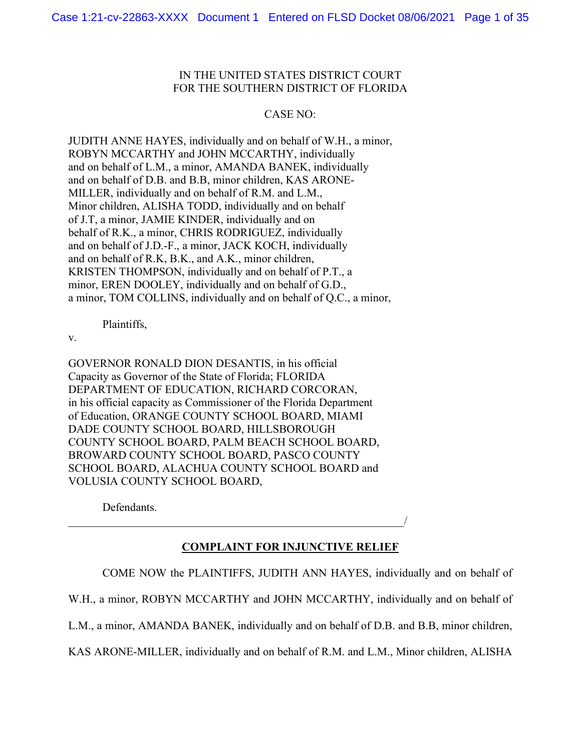IN THE UNITED STATES DISTRICT COURT
FOR THE SOUTHERN DISTRICT OF FLORIDA

CASE NO:

JUDITH ANNE HAYES, individually and on behalf of W.H., a minor, ROBYN MCCARTHY and JOHN MCCARTHY, individually and on behalf of L.M., a minor, AMANDA BANEK, individually and on behalf of D.B. and B.B, minor children, KAS ARONE-MILLER, individually and on behalf of R.M. and L.M., Minor children, ALISHA TODD, individually and on behalf of J.T, a minor, JAMIE KINDER, individually and on behalf of R.K., a minor, CHRIS RODRIGUEZ, individually and on behalf of J.D.-F., a minor, JACK KOCH, individually and on behalf of R.K, B.K., and A.K., minor children, KRISTEN THOMPSON, individually and on behalf of P.T., a minor, EREN DOOLEY, individually and on behalf of G.D., a minor, TOM COLLINS, individually and on behalf of Q.C., a minor,

Plaintiffs,

v.

GOVERNOR RONALD DION DESANTIS, in his official Capacity as Governor of the State of Florida; FLORIDA DEPARTMENT OF EDUCATION, RICHARD CORCORAN, in his official capacity as Commissioner of the Florida Department of Education, ORANGE COUNTY SCHOOL BOARD, MIAMI DADE COUNTY SCHOOL BOARD, HILLSBOROUGH COUNTY SCHOOL BOARD, PALM BEACH SCHOOL BOARD, BROWARD COUNTY SCHOOL BOARD, PASCO COUNTY SCHOOL BOARD, ALACHUA COUNTY SCHOOL BOARD and VOLUSIA COUNTY SCHOOL BOARD,

Defendants.

_______________________________________________/

**COMPLAINT FOR INJUNCTIVE RELIEF**

COME NOW the PLAINTIFFS, JUDITH ANN HAYES, individually and on behalf of W.H., a minor, ROBYN MCCARTHY and JOHN MCCARTHY, individually and on behalf of L.M., a minor, AMANDA BANEK, individually and on behalf of D.B. and B.B, minor children, KAS ARONE-MILLER, individually and on behalf of R.M. and L.M., Minor children, ALISHA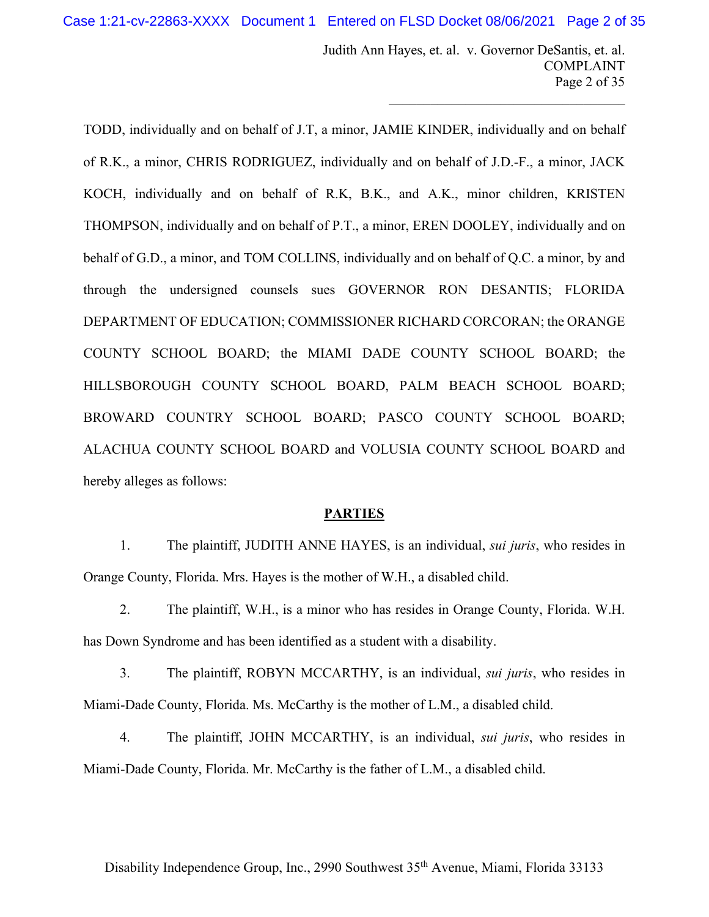TODD, individually and on behalf of J.T, a minor, JAMIE KINDER, individually and on behalf of R.K., a minor, CHRIS RODRIGUEZ, individually and on behalf of J.D.-F., a minor, JACK KOCH, individually and on behalf of R.K, B.K., and A.K., minor children, KRISTEN THOMPSON, individually and on behalf of P.T., a minor, EREN DOOLEY, individually and on behalf of G.D., a minor, and TOM COLLINS, individually and on behalf of Q.C. a minor, by and through the undersigned counsels sues GOVERNOR RON DESANTIS; FLORIDA DEPARTMENT OF EDUCATION; COMMISSIONER RICHARD CORCORAN; the ORANGE COUNTY SCHOOL BOARD; the MIAMI DADE COUNTY SCHOOL BOARD; the HILLSBOROUGH COUNTY SCHOOL BOARD, PALM BEACH SCHOOL BOARD; BROWARD COUNTRY SCHOOL BOARD; PASCO COUNTY SCHOOL BOARD; ALACHUA COUNTY SCHOOL BOARD and VOLUSIA COUNTY SCHOOL BOARD and hereby alleges as follows:

## PARTIES

1. The plaintiff, JUDITH ANNE HAYES, is an individual, *sui juris*, who resides in Orange County, Florida. Mrs. Hayes is the mother of W.H., a disabled child.

2. The plaintiff, W.H., is a minor who has resides in Orange County, Florida. W.H. has Down Syndrome and has been identified as a student with a disability.

3. The plaintiff, ROBYN MCCARTHY, is an individual, *sui juris*, who resides in Miami-Dade County, Florida. Ms. McCarthy is the mother of L.M., a disabled child.

4. The plaintiff, JOHN MCCARTHY, is an individual, *sui juris*, who resides in Miami-Dade County, Florida. Mr. McCarthy is the father of L.M., a disabled child.

Disability Independence Group, Inc., 2990 Southwest 35th Avenue, Miami, Florida 33133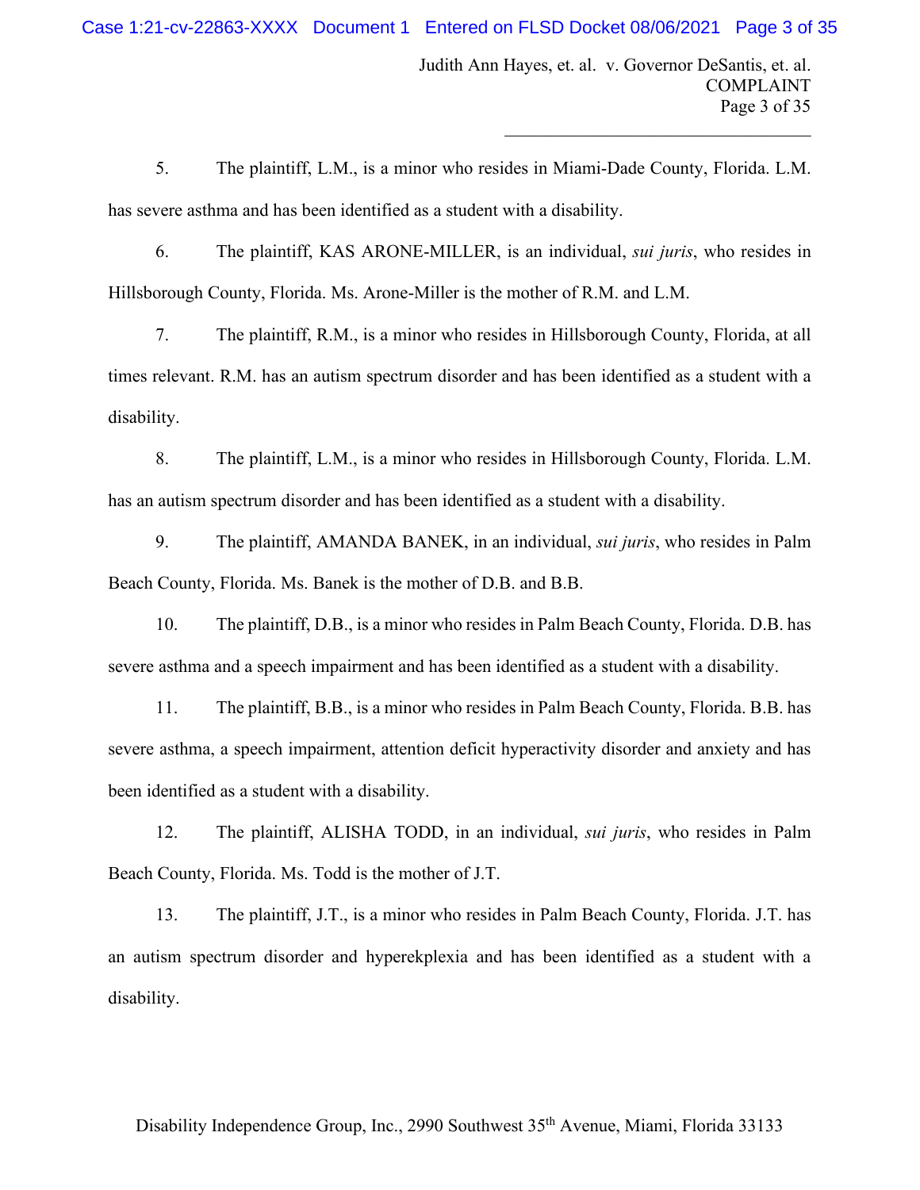5. The plaintiff, L.M., is a minor who resides in Miami-Dade County, Florida. L.M. has severe asthma and has been identified as a student with a disability.

6. The plaintiff, KAS ARONE-MILLER, is an individual, *sui juris*, who resides in Hillsborough County, Florida. Ms. Arone-Miller is the mother of R.M. and L.M.

7. The plaintiff, R.M., is a minor who resides in Hillsborough County, Florida, at all times relevant. R.M. has an autism spectrum disorder and has been identified as a student with a disability.

8. The plaintiff, L.M., is a minor who resides in Hillsborough County, Florida. L.M. has an autism spectrum disorder and has been identified as a student with a disability.

9. The plaintiff, AMANDA BANEK, in an individual, *sui juris*, who resides in Palm Beach County, Florida. Ms. Banek is the mother of D.B. and B.B.

10. The plaintiff, D.B., is a minor who resides in Palm Beach County, Florida. D.B. has severe asthma and a speech impairment and has been identified as a student with a disability.

11. The plaintiff, B.B., is a minor who resides in Palm Beach County, Florida. B.B. has severe asthma, a speech impairment, attention deficit hyperactivity disorder and anxiety and has been identified as a student with a disability.

12. The plaintiff, ALISHA TODD, in an individual, *sui juris*, who resides in Palm Beach County, Florida. Ms. Todd is the mother of J.T.

13. The plaintiff, J.T., is a minor who resides in Palm Beach County, Florida. J.T. has an autism spectrum disorder and hyperekplexia and has been identified as a student with a disability.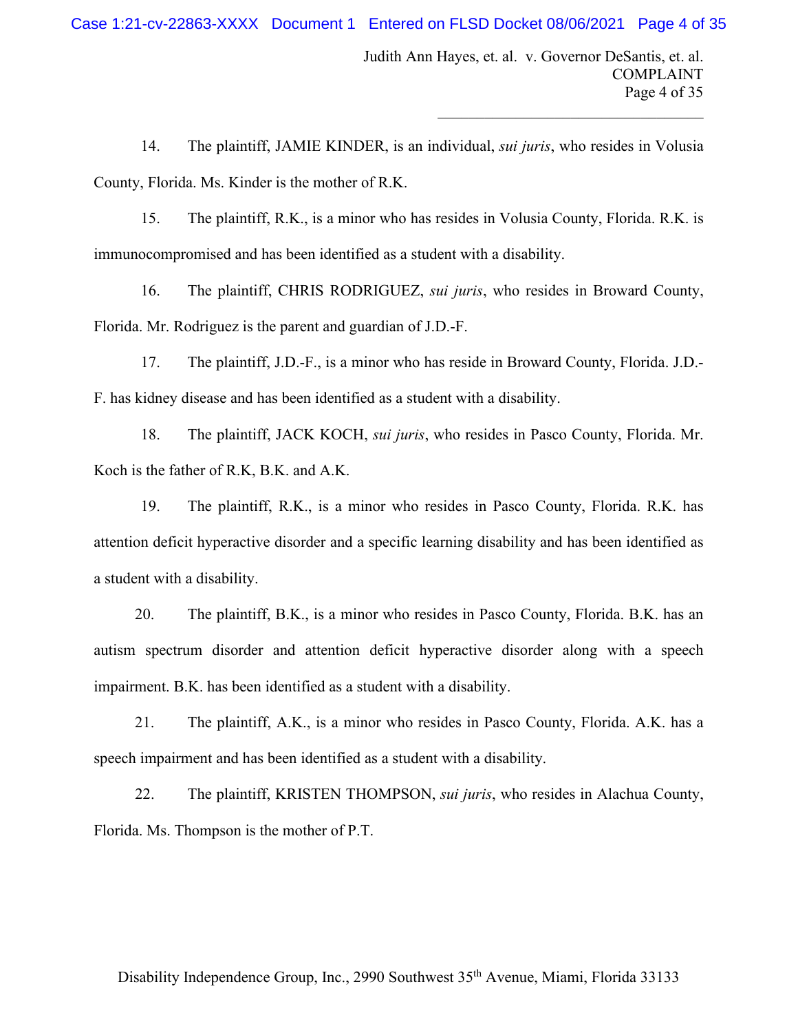14. The plaintiff, JAMIE KINDER, is an individual, *sui juris*, who resides in Volusia County, Florida. Ms. Kinder is the mother of R.K.

15. The plaintiff, R.K., is a minor who has resides in Volusia County, Florida. R.K. is immunocompromised and has been identified as a student with a disability.

16. The plaintiff, CHRIS RODRIGUEZ, *sui juris*, who resides in Broward County, Florida. Mr. Rodriguez is the parent and guardian of J.D.-F.

17. The plaintiff, J.D.-F., is a minor who has reside in Broward County, Florida. J.D.-F. has kidney disease and has been identified as a student with a disability.

18. The plaintiff, JACK KOCH, *sui juris*, who resides in Pasco County, Florida. Mr. Koch is the father of R.K, B.K. and A.K.

19. The plaintiff, R.K., is a minor who resides in Pasco County, Florida. R.K. has attention deficit hyperactive disorder and a specific learning disability and has been identified as a student with a disability.

20. The plaintiff, B.K., is a minor who resides in Pasco County, Florida. B.K. has an autism spectrum disorder and attention deficit hyperactive disorder along with a speech impairment. B.K. has been identified as a student with a disability.

21. The plaintiff, A.K., is a minor who resides in Pasco County, Florida. A.K. has a speech impairment and has been identified as a student with a disability.

22. The plaintiff, KRISTEN THOMPSON, *sui juris*, who resides in Alachua County, Florida. Ms. Thompson is the mother of P.T.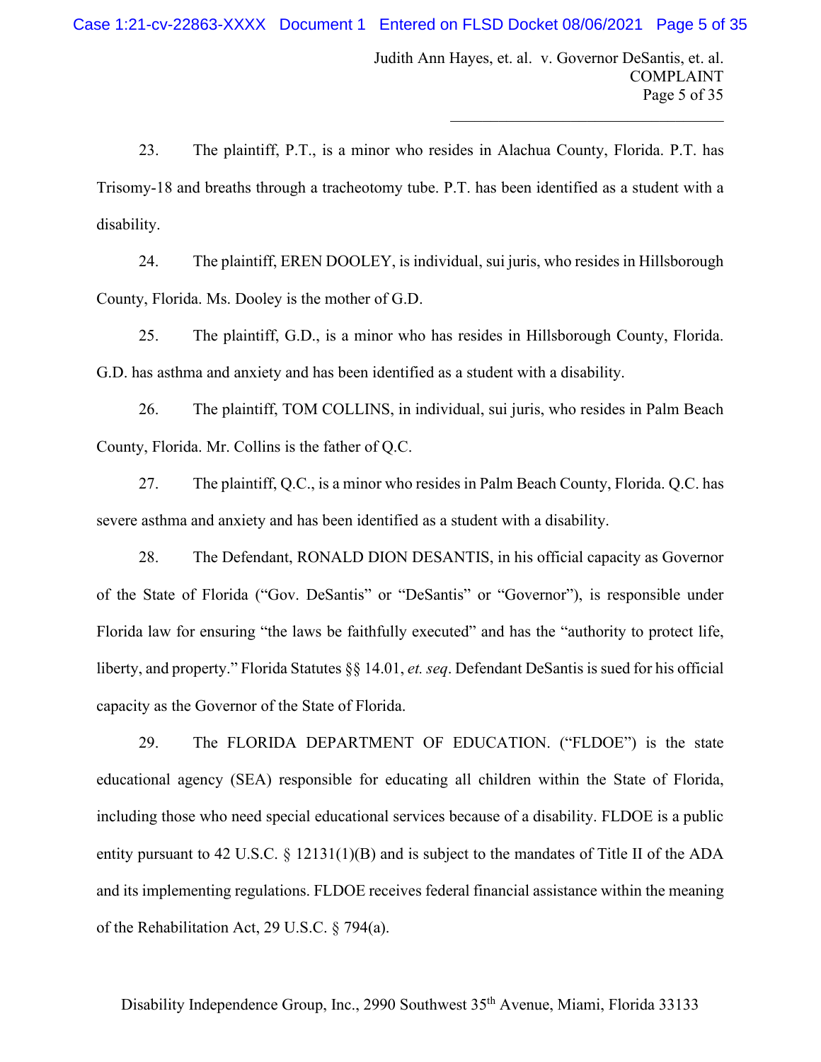23. The plaintiff, P.T., is a minor who resides in Alachua County, Florida. P.T. has Trisomy-18 and breaths through a tracheotomy tube. P.T. has been identified as a student with a disability.

24. The plaintiff, EREN DOOLEY, is individual, sui juris, who resides in Hillsborough County, Florida. Ms. Dooley is the mother of G.D.

25. The plaintiff, G.D., is a minor who has resides in Hillsborough County, Florida. G.D. has asthma and anxiety and has been identified as a student with a disability.

26. The plaintiff, TOM COLLINS, in individual, sui juris, who resides in Palm Beach County, Florida. Mr. Collins is the father of Q.C.

27. The plaintiff, Q.C., is a minor who resides in Palm Beach County, Florida. Q.C. has severe asthma and anxiety and has been identified as a student with a disability.

28. The Defendant, RONALD DION DESANTIS, in his official capacity as Governor of the State of Florida ("Gov. DeSantis" or "DeSantis" or "Governor"), is responsible under Florida law for ensuring "the laws be faithfully executed" and has the "authority to protect life, liberty, and property." Florida Statutes §§ 14.01, *et. seq*. Defendant DeSantis is sued for his official capacity as the Governor of the State of Florida.

29. The FLORIDA DEPARTMENT OF EDUCATION. ("FLDOE") is the state educational agency (SEA) responsible for educating all children within the State of Florida, including those who need special educational services because of a disability. FLDOE is a public entity pursuant to 42 U.S.C. § 12131(1)(B) and is subject to the mandates of Title II of the ADA and its implementing regulations. FLDOE receives federal financial assistance within the meaning of the Rehabilitation Act, 29 U.S.C. § 794(a).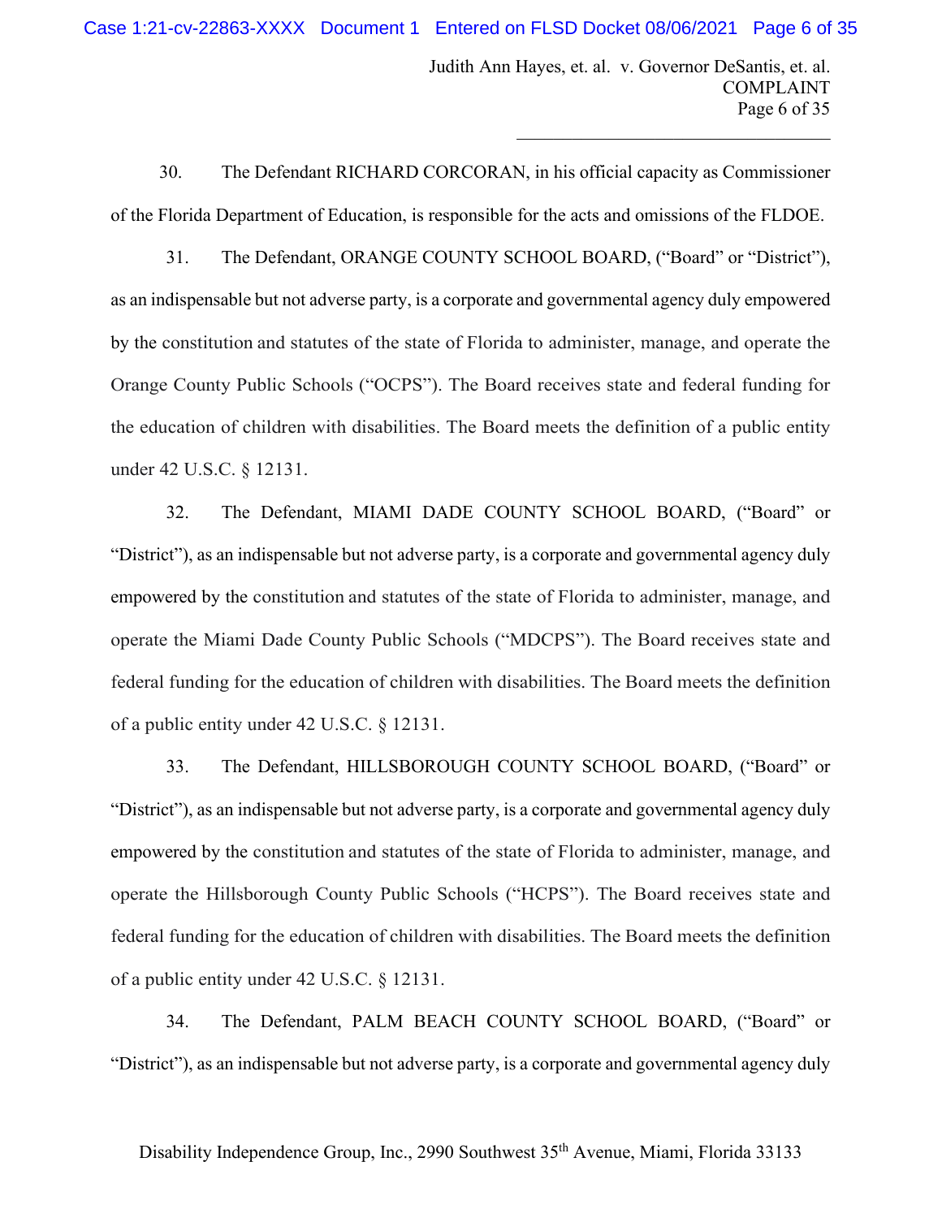30. The Defendant RICHARD CORCORAN, in his official capacity as Commissioner of the Florida Department of Education, is responsible for the acts and omissions of the FLDOE.

31. The Defendant, ORANGE COUNTY SCHOOL BOARD, ("Board" or "District"), as an indispensable but not adverse party, is a corporate and governmental agency duly empowered by the constitution and statutes of the state of Florida to administer, manage, and operate the Orange County Public Schools ("OCPS"). The Board receives state and federal funding for the education of children with disabilities. The Board meets the definition of a public entity under 42 U.S.C. § 12131.

32. The Defendant, MIAMI DADE COUNTY SCHOOL BOARD, ("Board" or "District"), as an indispensable but not adverse party, is a corporate and governmental agency duly empowered by the constitution and statutes of the state of Florida to administer, manage, and operate the Miami Dade County Public Schools ("MDCPS"). The Board receives state and federal funding for the education of children with disabilities. The Board meets the definition of a public entity under 42 U.S.C. § 12131.

33. The Defendant, HILLSBOROUGH COUNTY SCHOOL BOARD, ("Board" or "District"), as an indispensable but not adverse party, is a corporate and governmental agency duly empowered by the constitution and statutes of the state of Florida to administer, manage, and operate the Hillsborough County Public Schools ("HCPS"). The Board receives state and federal funding for the education of children with disabilities. The Board meets the definition of a public entity under 42 U.S.C. § 12131.

34. The Defendant, PALM BEACH COUNTY SCHOOL BOARD, ("Board" or "District"), as an indispensable but not adverse party, is a corporate and governmental agency duly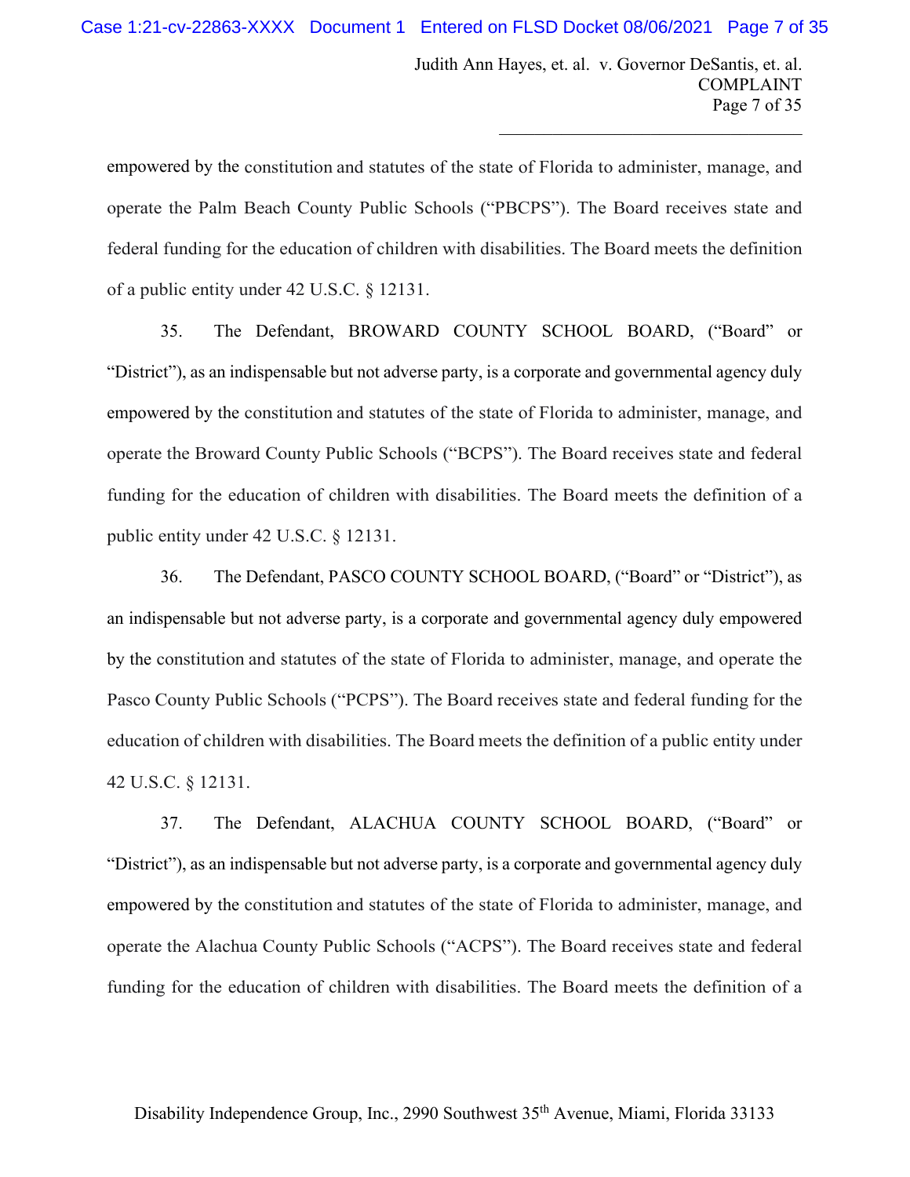empowered by the constitution and statutes of the state of Florida to administer, manage, and operate the Palm Beach County Public Schools ("PBCPS"). The Board receives state and federal funding for the education of children with disabilities. The Board meets the definition of a public entity under 42 U.S.C. § 12131.

35. The Defendant, BROWARD COUNTY SCHOOL BOARD, ("Board" or "District"), as an indispensable but not adverse party, is a corporate and governmental agency duly empowered by the constitution and statutes of the state of Florida to administer, manage, and operate the Broward County Public Schools ("BCPS"). The Board receives state and federal funding for the education of children with disabilities. The Board meets the definition of a public entity under 42 U.S.C. § 12131.

36. The Defendant, PASCO COUNTY SCHOOL BOARD, ("Board" or "District"), as an indispensable but not adverse party, is a corporate and governmental agency duly empowered by the constitution and statutes of the state of Florida to administer, manage, and operate the Pasco County Public Schools ("PCPS"). The Board receives state and federal funding for the education of children with disabilities. The Board meets the definition of a public entity under 42 U.S.C. § 12131.

37. The Defendant, ALACHUA COUNTY SCHOOL BOARD, ("Board" or "District"), as an indispensable but not adverse party, is a corporate and governmental agency duly empowered by the constitution and statutes of the state of Florida to administer, manage, and operate the Alachua County Public Schools ("ACPS"). The Board receives state and federal funding for the education of children with disabilities. The Board meets the definition of a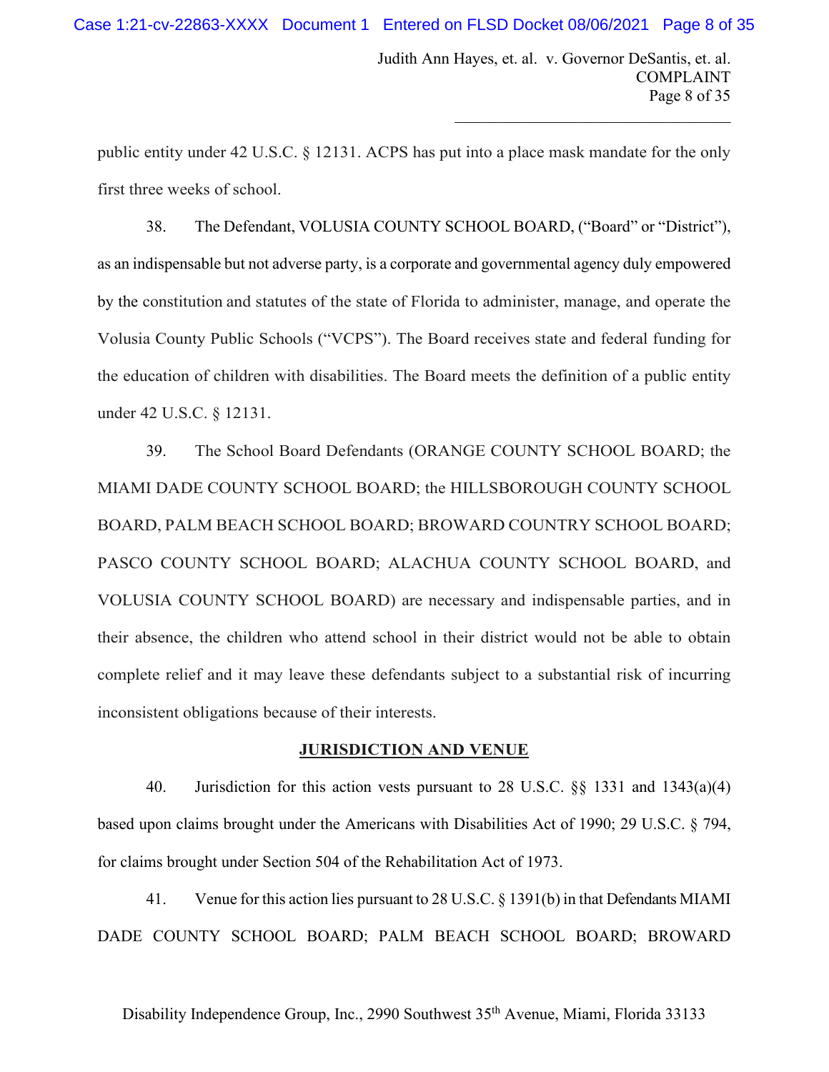public entity under 42 U.S.C. § 12131. ACPS has put into a place mask mandate for the only first three weeks of school.

38. The Defendant, VOLUSIA COUNTY SCHOOL BOARD, ("Board" or "District"), as an indispensable but not adverse party, is a corporate and governmental agency duly empowered by the constitution and statutes of the state of Florida to administer, manage, and operate the Volusia County Public Schools ("VCPS"). The Board receives state and federal funding for the education of children with disabilities. The Board meets the definition of a public entity under 42 U.S.C. § 12131.

39. The School Board Defendants (ORANGE COUNTY SCHOOL BOARD; the MIAMI DADE COUNTY SCHOOL BOARD; the HILLSBOROUGH COUNTY SCHOOL BOARD, PALM BEACH SCHOOL BOARD; BROWARD COUNTRY SCHOOL BOARD; PASCO COUNTY SCHOOL BOARD; ALACHUA COUNTY SCHOOL BOARD, and VOLUSIA COUNTY SCHOOL BOARD) are necessary and indispensable parties, and in their absence, the children who attend school in their district would not be able to obtain complete relief and it may leave these defendants subject to a substantial risk of incurring inconsistent obligations because of their interests.

## JURISDICTION AND VENUE

40. Jurisdiction for this action vests pursuant to 28 U.S.C. §§ 1331 and 1343(a)(4) based upon claims brought under the Americans with Disabilities Act of 1990; 29 U.S.C. § 794, for claims brought under Section 504 of the Rehabilitation Act of 1973.

41. Venue for this action lies pursuant to 28 U.S.C. § 1391(b) in that Defendants MIAMI DADE COUNTY SCHOOL BOARD; PALM BEACH SCHOOL BOARD; BROWARD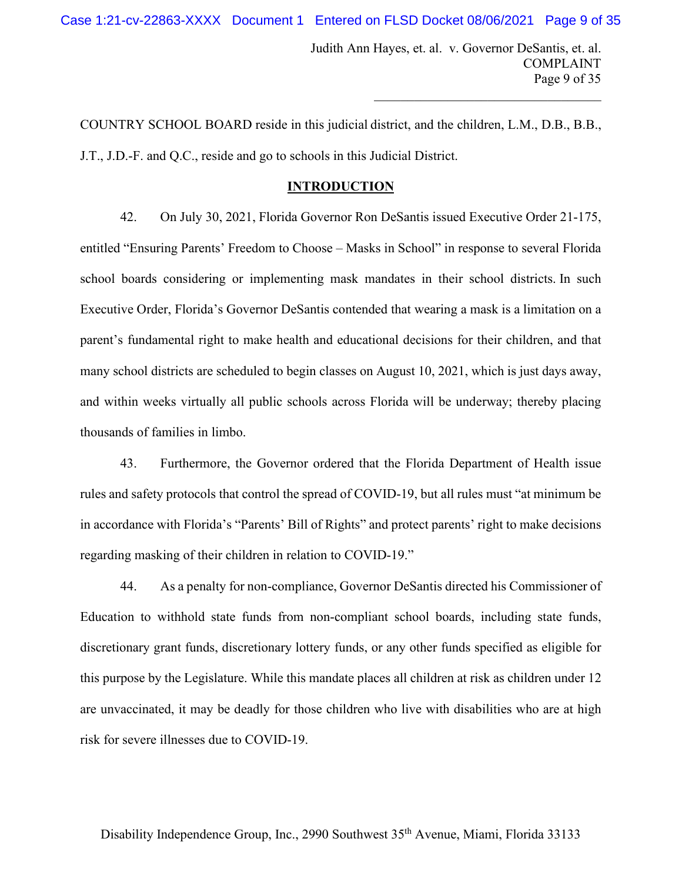COUNTRY SCHOOL BOARD reside in this judicial district, and the children, L.M., D.B., B.B., J.T., J.D.-F. and Q.C., reside and go to schools in this Judicial District.

## INTRODUCTION

42. On July 30, 2021, Florida Governor Ron DeSantis issued Executive Order 21-175, entitled "Ensuring Parents' Freedom to Choose – Masks in School" in response to several Florida school boards considering or implementing mask mandates in their school districts. In such Executive Order, Florida's Governor DeSantis contended that wearing a mask is a limitation on a parent's fundamental right to make health and educational decisions for their children, and that many school districts are scheduled to begin classes on August 10, 2021, which is just days away, and within weeks virtually all public schools across Florida will be underway; thereby placing thousands of families in limbo.

43. Furthermore, the Governor ordered that the Florida Department of Health issue rules and safety protocols that control the spread of COVID-19, but all rules must "at minimum be in accordance with Florida's "Parents' Bill of Rights" and protect parents' right to make decisions regarding masking of their children in relation to COVID-19."

44. As a penalty for non-compliance, Governor DeSantis directed his Commissioner of Education to withhold state funds from non-compliant school boards, including state funds, discretionary grant funds, discretionary lottery funds, or any other funds specified as eligible for this purpose by the Legislature. While this mandate places all children at risk as children under 12 are unvaccinated, it may be deadly for those children who live with disabilities who are at high risk for severe illnesses due to COVID-19.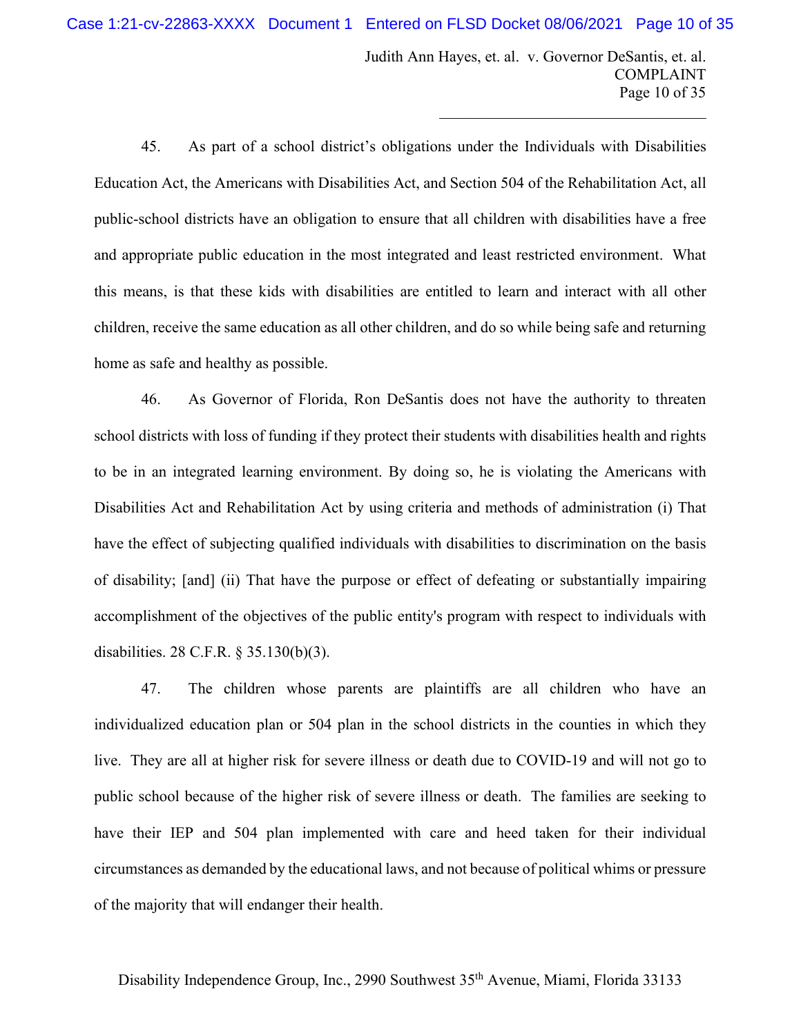45. As part of a school district's obligations under the Individuals with Disabilities Education Act, the Americans with Disabilities Act, and Section 504 of the Rehabilitation Act, all public-school districts have an obligation to ensure that all children with disabilities have a free and appropriate public education in the most integrated and least restricted environment. What this means, is that these kids with disabilities are entitled to learn and interact with all other children, receive the same education as all other children, and do so while being safe and returning home as safe and healthy as possible.

46. As Governor of Florida, Ron DeSantis does not have the authority to threaten school districts with loss of funding if they protect their students with disabilities health and rights to be in an integrated learning environment. By doing so, he is violating the Americans with Disabilities Act and Rehabilitation Act by using criteria and methods of administration (i) That have the effect of subjecting qualified individuals with disabilities to discrimination on the basis of disability; [and] (ii) That have the purpose or effect of defeating or substantially impairing accomplishment of the objectives of the public entity's program with respect to individuals with disabilities. 28 C.F.R. § 35.130(b)(3).

47. The children whose parents are plaintiffs are all children who have an individualized education plan or 504 plan in the school districts in the counties in which they live. They are all at higher risk for severe illness or death due to COVID-19 and will not go to public school because of the higher risk of severe illness or death. The families are seeking to have their IEP and 504 plan implemented with care and heed taken for their individual circumstances as demanded by the educational laws, and not because of political whims or pressure of the majority that will endanger their health.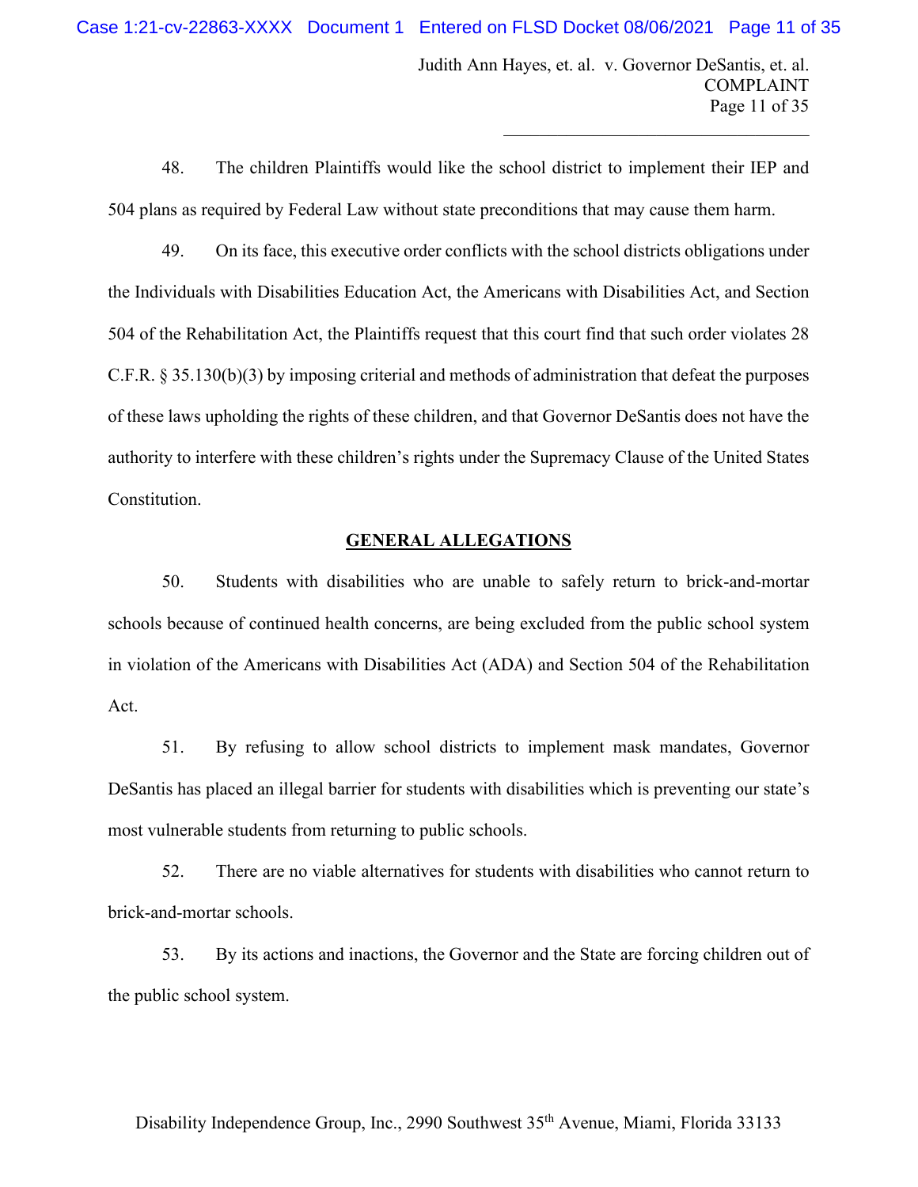48. The children Plaintiffs would like the school district to implement their IEP and 504 plans as required by Federal Law without state preconditions that may cause them harm.

49. On its face, this executive order conflicts with the school districts obligations under the Individuals with Disabilities Education Act, the Americans with Disabilities Act, and Section 504 of the Rehabilitation Act, the Plaintiffs request that this court find that such order violates 28 C.F.R. § 35.130(b)(3) by imposing criterial and methods of administration that defeat the purposes of these laws upholding the rights of these children, and that Governor DeSantis does not have the authority to interfere with these children's rights under the Supremacy Clause of the United States Constitution.

## GENERAL ALLEGATIONS

50. Students with disabilities who are unable to safely return to brick-and-mortar schools because of continued health concerns, are being excluded from the public school system in violation of the Americans with Disabilities Act (ADA) and Section 504 of the Rehabilitation Act.

51. By refusing to allow school districts to implement mask mandates, Governor DeSantis has placed an illegal barrier for students with disabilities which is preventing our state's most vulnerable students from returning to public schools.

52. There are no viable alternatives for students with disabilities who cannot return to brick-and-mortar schools.

53. By its actions and inactions, the Governor and the State are forcing children out of the public school system.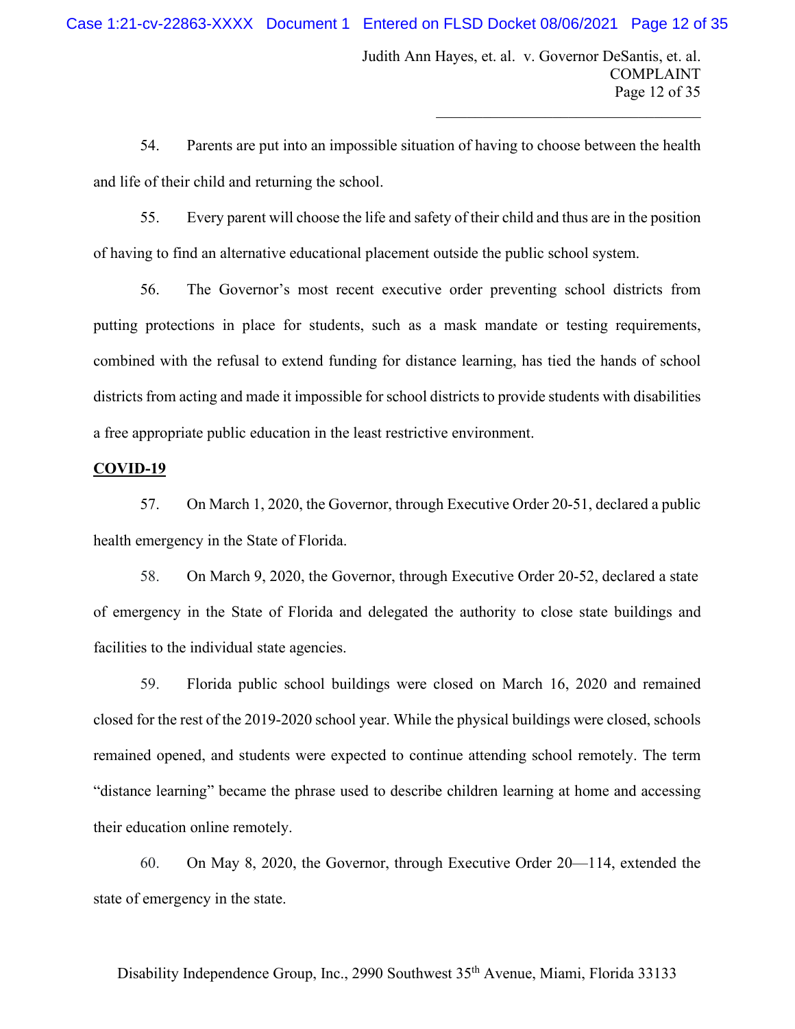54. Parents are put into an impossible situation of having to choose between the health and life of their child and returning the school.

55. Every parent will choose the life and safety of their child and thus are in the position of having to find an alternative educational placement outside the public school system.

56. The Governor's most recent executive order preventing school districts from putting protections in place for students, such as a mask mandate or testing requirements, combined with the refusal to extend funding for distance learning, has tied the hands of school districts from acting and made it impossible for school districts to provide students with disabilities a free appropriate public education in the least restrictive environment.

**COVID-19**

57. On March 1, 2020, the Governor, through Executive Order 20-51, declared a public health emergency in the State of Florida.

58. On March 9, 2020, the Governor, through Executive Order 20-52, declared a state of emergency in the State of Florida and delegated the authority to close state buildings and facilities to the individual state agencies.

59. Florida public school buildings were closed on March 16, 2020 and remained closed for the rest of the 2019-2020 school year. While the physical buildings were closed, schools remained opened, and students were expected to continue attending school remotely. The term "distance learning" became the phrase used to describe children learning at home and accessing their education online remotely.

60. On May 8, 2020, the Governor, through Executive Order 20—114, extended the state of emergency in the state.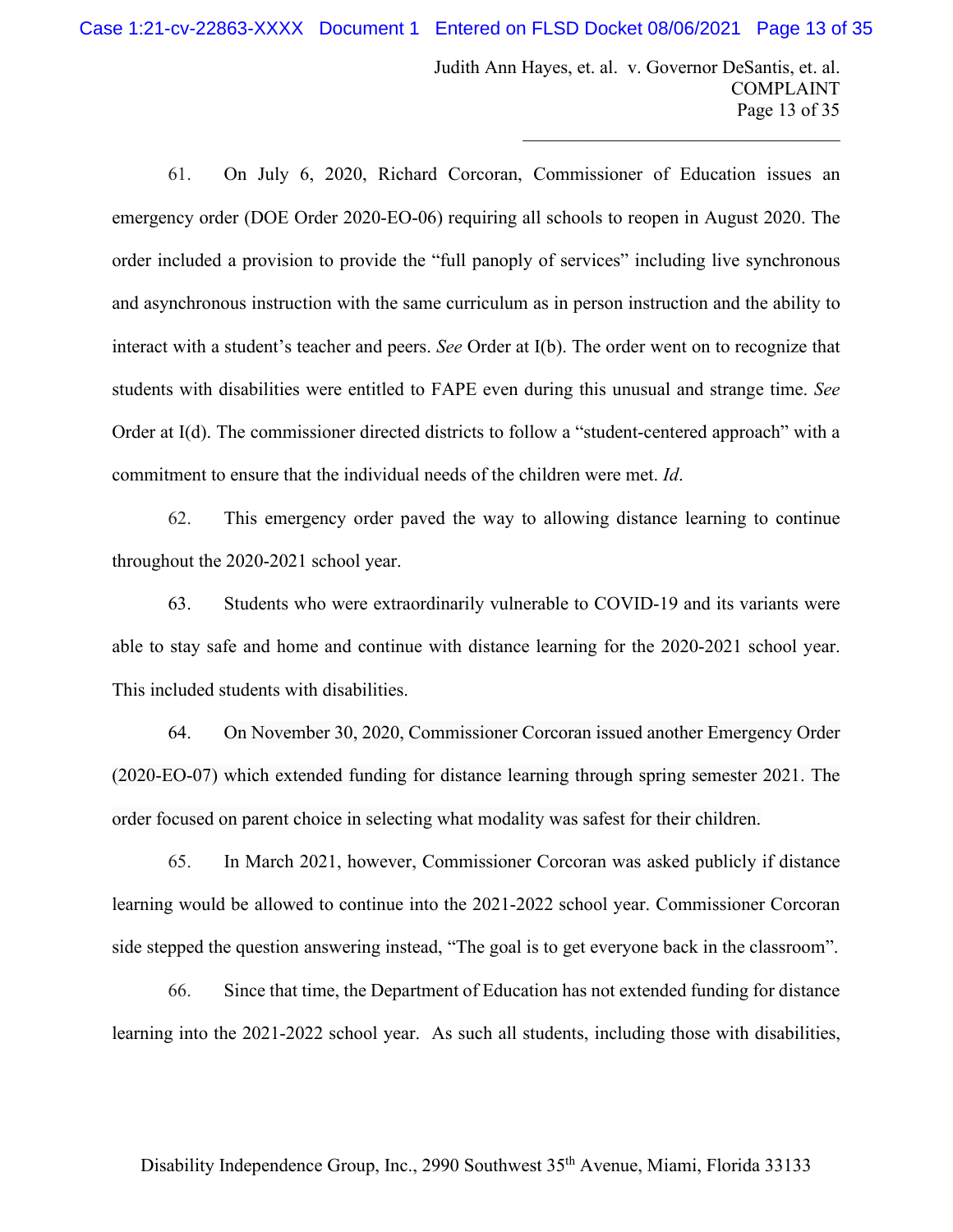61. On July 6, 2020, Richard Corcoran, Commissioner of Education issues an emergency order (DOE Order 2020-EO-06) requiring all schools to reopen in August 2020. The order included a provision to provide the "full panopoly of services" including live synchronous and asynchronous instruction with the same curriculum as in person instruction and the ability to interact with a student's teacher and peers. *See* Order at I(b). The order went on to recognize that students with disabilities were entitled to FAPE even during this unusual and strange time. *See* Order at I(d). The commissioner directed districts to follow a "student-centered approach" with a commitment to ensure that the individual needs of the children were met. *Id*.

62. This emergency order paved the way to allowing distance learning to continue throughout the 2020-2021 school year.

63. Students who were extraordinarily vulnerable to COVID-19 and its variants were able to stay safe and home and continue with distance learning for the 2020-2021 school year. This included students with disabilities.

64. On November 30, 2020, Commissioner Corcoran issued another Emergency Order (2020-EO-07) which extended funding for distance learning through spring semester 2021. The order focused on parent choice in selecting what modality was safest for their children.

65. In March 2021, however, Commissioner Corcoran was asked publicly if distance learning would be allowed to continue into the 2021-2022 school year. Commissioner Corcoran side stepped the question answering instead, "The goal is to get everyone back in the classroom".

66. Since that time, the Department of Education has not extended funding for distance learning into the 2021-2022 school year. As such all students, including those with disabilities,

Disability Independence Group, Inc., 2990 Southwest 35th Avenue, Miami, Florida 33133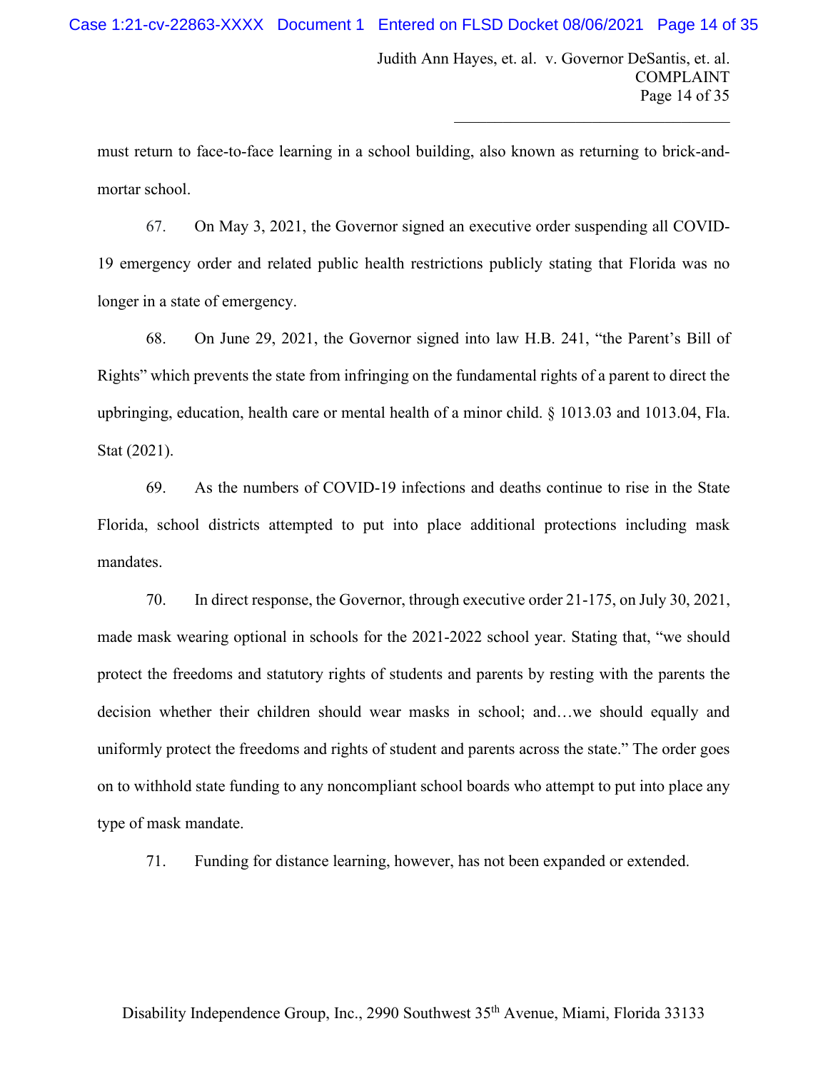must return to face-to-face learning in a school building, also known as returning to brick-and-mortar school.

67. On May 3, 2021, the Governor signed an executive order suspending all COVID-19 emergency order and related public health restrictions publicly stating that Florida was no longer in a state of emergency.

68. On June 29, 2021, the Governor signed into law H.B. 241, "the Parent's Bill of Rights" which prevents the state from infringing on the fundamental rights of a parent to direct the upbringing, education, health care or mental health of a minor child. § 1013.03 and 1013.04, Fla. Stat (2021).

69. As the numbers of COVID-19 infections and deaths continue to rise in the State Florida, school districts attempted to put into place additional protections including mask mandates.

70. In direct response, the Governor, through executive order 21-175, on July 30, 2021, made mask wearing optional in schools for the 2021-2022 school year. Stating that, "we should protect the freedoms and statutory rights of students and parents by resting with the parents the decision whether their children should wear masks in school; and…we should equally and uniformly protect the freedoms and rights of student and parents across the state." The order goes on to withhold state funding to any noncompliant school boards who attempt to put into place any type of mask mandate.

71. Funding for distance learning, however, has not been expanded or extended.

Disability Independence Group, Inc., 2990 Southwest 35th Avenue, Miami, Florida 33133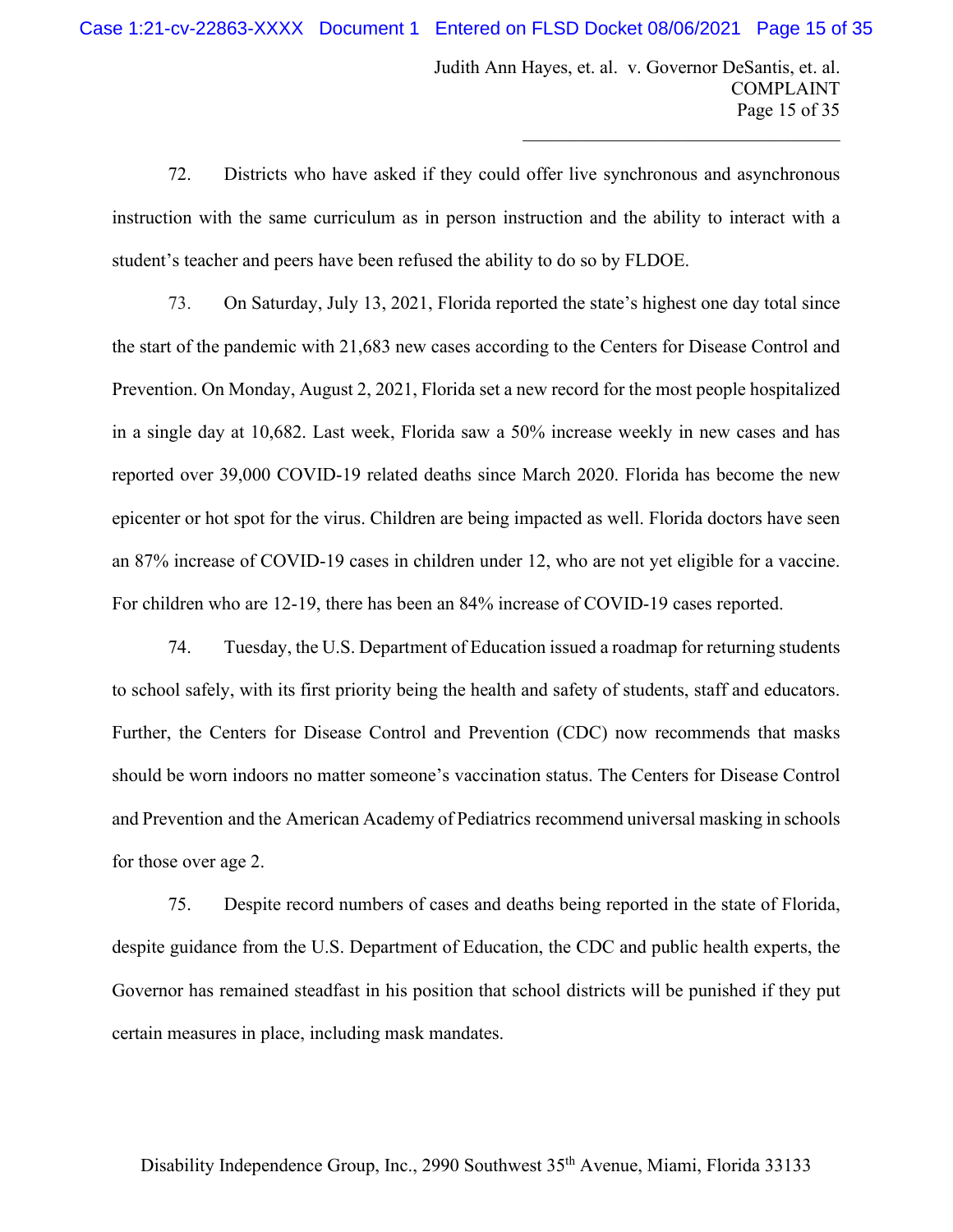72. Districts who have asked if they could offer live synchronous and asynchronous instruction with the same curriculum as in person instruction and the ability to interact with a student's teacher and peers have been refused the ability to do so by FLDOE.

73. On Saturday, July 13, 2021, Florida reported the state's highest one day total since the start of the pandemic with 21,683 new cases according to the Centers for Disease Control and Prevention. On Monday, August 2, 2021, Florida set a new record for the most people hospitalized in a single day at 10,682. Last week, Florida saw a 50% increase weekly in new cases and has reported over 39,000 COVID-19 related deaths since March 2020. Florida has become the new epicenter or hot spot for the virus. Children are being impacted as well. Florida doctors have seen an 87% increase of COVID-19 cases in children under 12, who are not yet eligible for a vaccine. For children who are 12-19, there has been an 84% increase of COVID-19 cases reported.

74. Tuesday, the U.S. Department of Education issued a roadmap for returning students to school safely, with its first priority being the health and safety of students, staff and educators. Further, the Centers for Disease Control and Prevention (CDC) now recommends that masks should be worn indoors no matter someone's vaccination status. The Centers for Disease Control and Prevention and the American Academy of Pediatrics recommend universal masking in schools for those over age 2.

75. Despite record numbers of cases and deaths being reported in the state of Florida, despite guidance from the U.S. Department of Education, the CDC and public health experts, the Governor has remained steadfast in his position that school districts will be punished if they put certain measures in place, including mask mandates.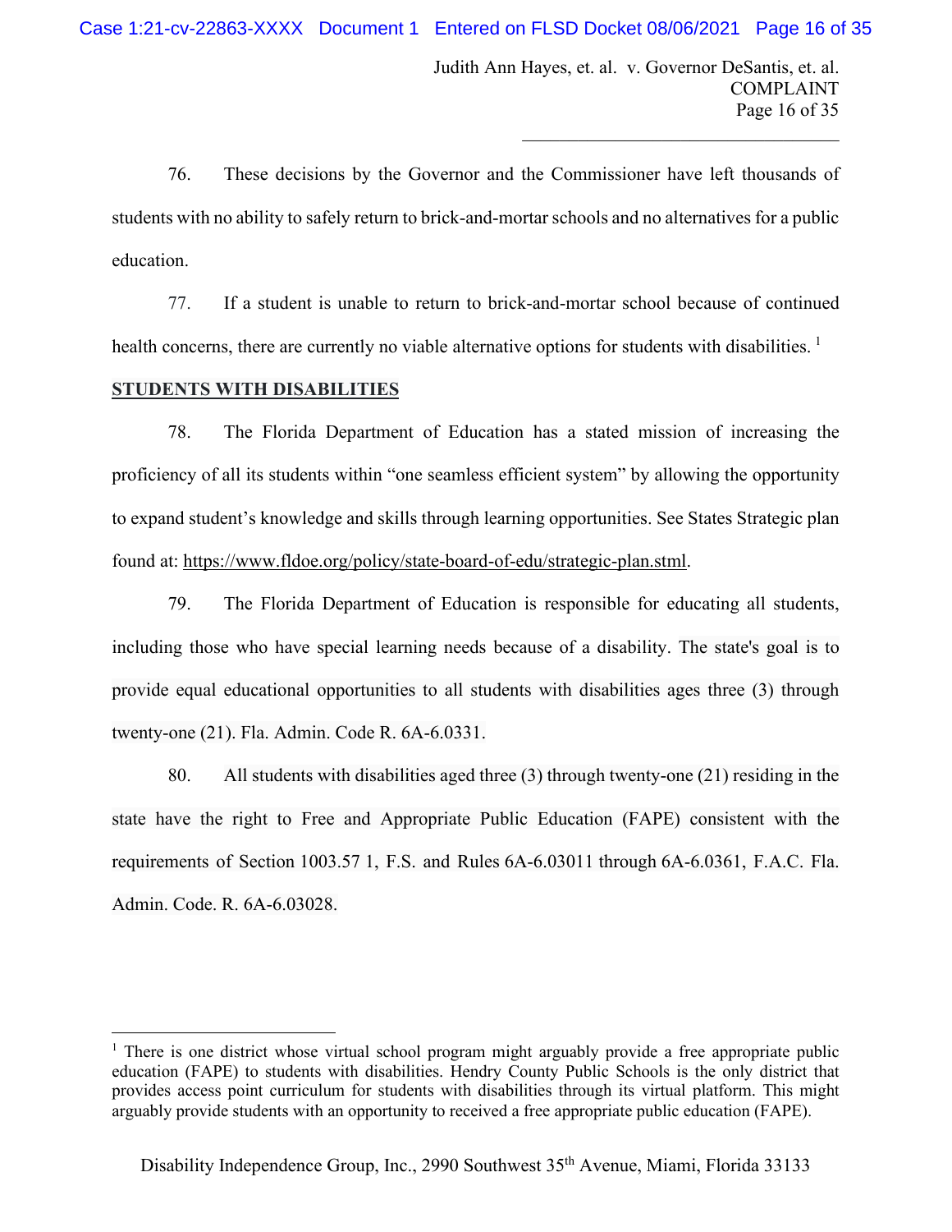76. These decisions by the Governor and the Commissioner have left thousands of students with no ability to safely return to brick-and-mortar schools and no alternatives for a public education.

77. If a student is unable to return to brick-and-mortar school because of continued health concerns, there are currently no viable alternative options for students with disabilities. [1]

**STUDENTS WITH DISABILITIES**

78. The Florida Department of Education has a stated mission of increasing the proficiency of all its students within "one seamless efficient system" by allowing the opportunity to expand student's knowledge and skills through learning opportunities. See States Strategic plan found at: https://www.fldoe.org/policy/state-board-of-edu/strategic-plan.stml.

79. The Florida Department of Education is responsible for educating all students, including those who have special learning needs because of a disability. The state's goal is to provide equal educational opportunities to all students with disabilities ages three (3) through twenty-one (21). Fla. Admin. Code R. 6A-6.0331.

80. All students with disabilities aged three (3) through twenty-one (21) residing in the state have the right to Free and Appropriate Public Education (FAPE) consistent with the requirements of Section 1003.57 1, F.S. and Rules 6A-6.03011 through 6A-6.0361, F.A.C. Fla. Admin. Code. R. 6A-6.03028.

---

[1] There is one district whose virtual school program might arguably provide a free appropriate public education (FAPE) to students with disabilities. Hendry County Public Schools is the only district that provides access point curriculum for students with disabilities through its virtual platform. This might arguably provide students with an opportunity to received a free appropriate public education (FAPE).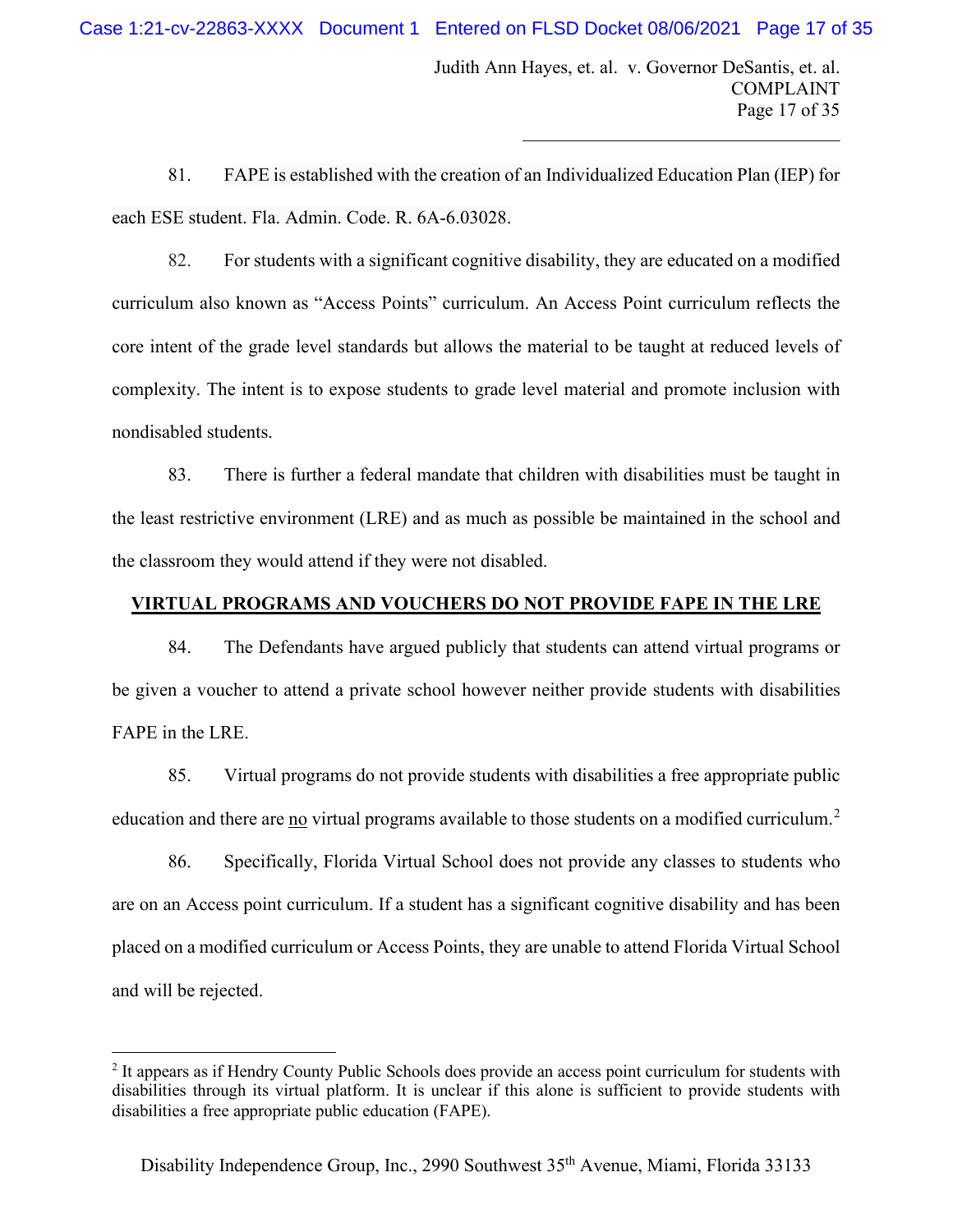81. FAPE is established with the creation of an Individualized Education Plan (IEP) for each ESE student. Fla. Admin. Code. R. 6A-6.03028.

82. For students with a significant cognitive disability, they are educated on a modified curriculum also known as "Access Points" curriculum. An Access Point curriculum reflects the core intent of the grade level standards but allows the material to be taught at reduced levels of complexity. The intent is to expose students to grade level material and promote inclusion with nondisabled students.

83. There is further a federal mandate that children with disabilities must be taught in the least restrictive environment (LRE) and as much as possible be maintained in the school and the classroom they would attend if they were not disabled.

## VIRTUAL PROGRAMS AND VOUCHERS DO NOT PROVIDE FAPE IN THE LRE

84. The Defendants have argued publicly that students can attend virtual programs or be given a voucher to attend a private school however neither provide students with disabilities FAPE in the LRE.

85. Virtual programs do not provide students with disabilities a free appropriate public education and there are no virtual programs available to those students on a modified curriculum.[2]

86. Specifically, Florida Virtual School does not provide any classes to students who are on an Access point curriculum. If a student has a significant cognitive disability and has been placed on a modified curriculum or Access Points, they are unable to attend Florida Virtual School and will be rejected.

---

[2] It appears as if Hendry County Public Schools does provide an access point curriculum for students with disabilities through its virtual platform. It is unclear if this alone is sufficient to provide students with disabilities a free appropriate public education (FAPE).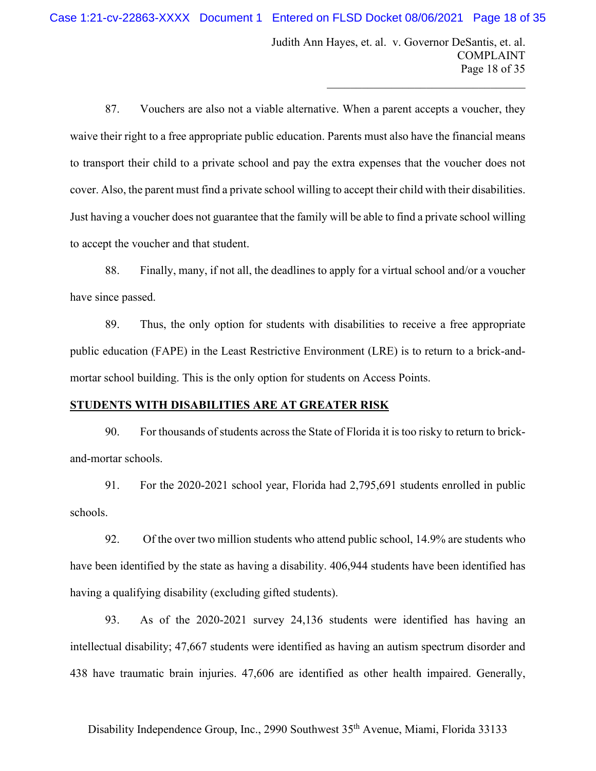87. Vouchers are also not a viable alternative. When a parent accepts a voucher, they waive their right to a free appropriate public education. Parents must also have the financial means to transport their child to a private school and pay the extra expenses that the voucher does not cover. Also, the parent must find a private school willing to accept their child with their disabilities. Just having a voucher does not guarantee that the family will be able to find a private school willing to accept the voucher and that student.

88. Finally, many, if not all, the deadlines to apply for a virtual school and/or a voucher have since passed.

89. Thus, the only option for students with disabilities to receive a free appropriate public education (FAPE) in the Least Restrictive Environment (LRE) is to return to a brick-and-mortar school building. This is the only option for students on Access Points.

**STUDENTS WITH DISABILITIES ARE AT GREATER RISK**

90. For thousands of students across the State of Florida it is too risky to return to brick-and-mortar schools.

91. For the 2020-2021 school year, Florida had 2,795,691 students enrolled in public schools.

92. Of the over two million students who attend public school, 14.9% are students who have been identified by the state as having a disability. 406,944 students have been identified has having a qualifying disability (excluding gifted students).

93. As of the 2020-2021 survey 24,136 students were identified has having an intellectual disability; 47,667 students were identified as having an autism spectrum disorder and 438 have traumatic brain injuries. 47,606 are identified as other health impaired. Generally,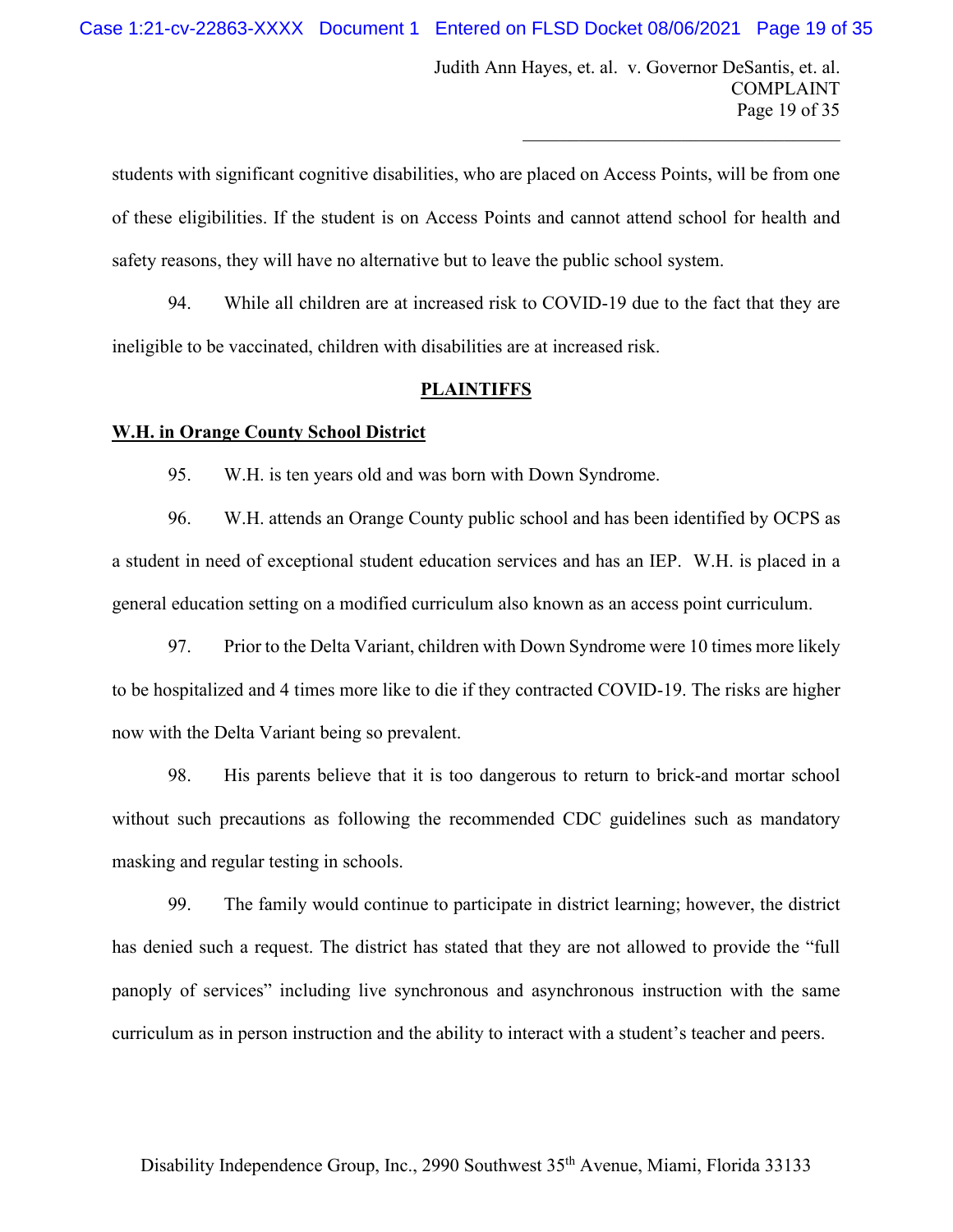students with significant cognitive disabilities, who are placed on Access Points, will be from one of these eligibilities. If the student is on Access Points and cannot attend school for health and safety reasons, they will have no alternative but to leave the public school system.

94. While all children are at increased risk to COVID-19 due to the fact that they are ineligible to be vaccinated, children with disabilities are at increased risk.

## PLAINTIFFS

### W.H. in Orange County School District

95. W.H. is ten years old and was born with Down Syndrome.

96. W.H. attends an Orange County public school and has been identified by OCPS as a student in need of exceptional student education services and has an IEP. W.H. is placed in a general education setting on a modified curriculum also known as an access point curriculum.

97. Prior to the Delta Variant, children with Down Syndrome were 10 times more likely to be hospitalized and 4 times more like to die if they contracted COVID-19. The risks are higher now with the Delta Variant being so prevalent.

98. His parents believe that it is too dangerous to return to brick-and mortar school without such precautions as following the recommended CDC guidelines such as mandatory masking and regular testing in schools.

99. The family would continue to participate in district learning; however, the district has denied such a request. The district has stated that they are not allowed to provide the "full panoply of services" including live synchronous and asynchronous instruction with the same curriculum as in person instruction and the ability to interact with a student's teacher and peers.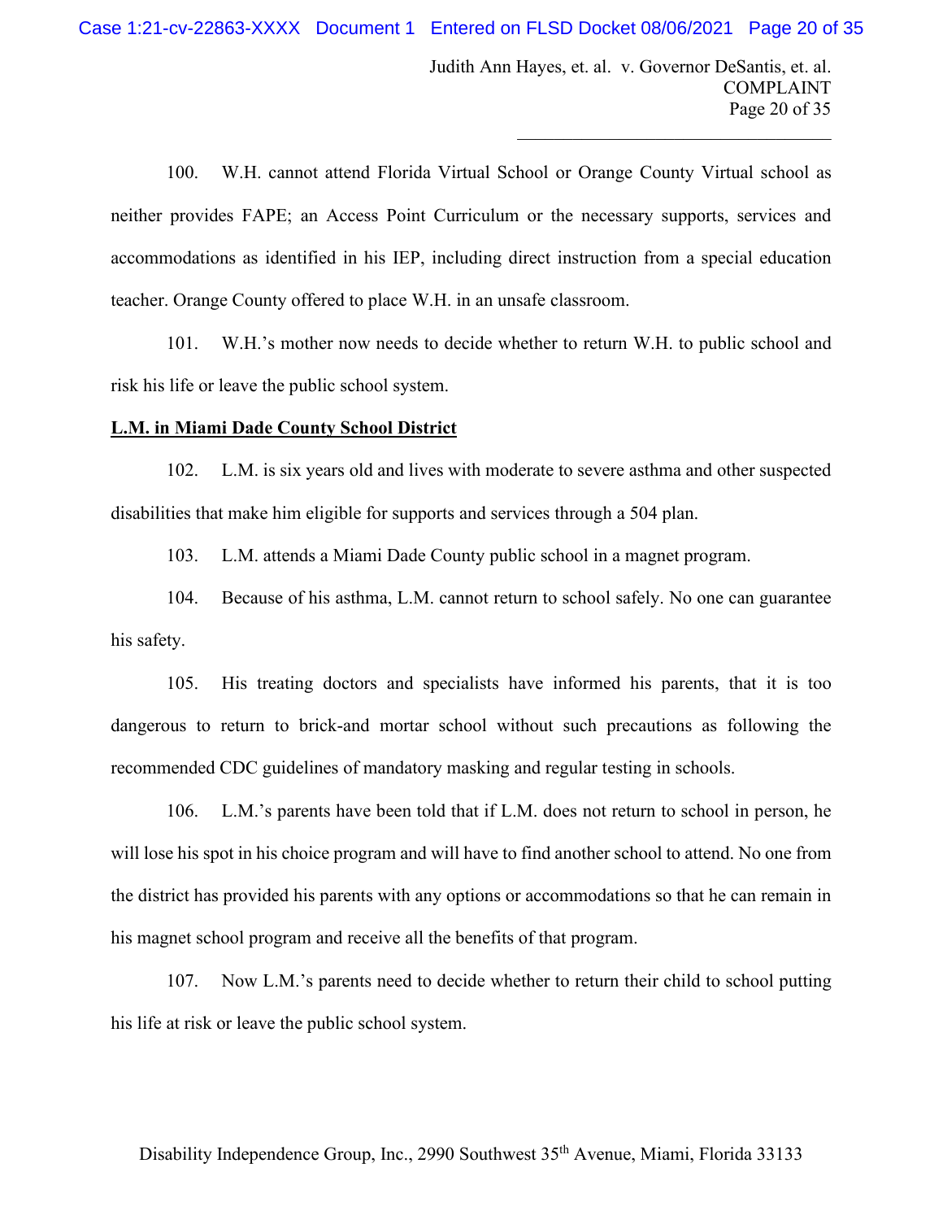100. W.H. cannot attend Florida Virtual School or Orange County Virtual school as neither provides FAPE; an Access Point Curriculum or the necessary supports, services and accommodations as identified in his IEP, including direct instruction from a special education teacher. Orange County offered to place W.H. in an unsafe classroom.

101. W.H.'s mother now needs to decide whether to return W.H. to public school and risk his life or leave the public school system.

**L.M. in Miami Dade County School District**

102. L.M. is six years old and lives with moderate to severe asthma and other suspected disabilities that make him eligible for supports and services through a 504 plan.

103. L.M. attends a Miami Dade County public school in a magnet program.

104. Because of his asthma, L.M. cannot return to school safely. No one can guarantee his safety.

105. His treating doctors and specialists have informed his parents, that it is too dangerous to return to brick-and mortar school without such precautions as following the recommended CDC guidelines of mandatory masking and regular testing in schools.

106. L.M.'s parents have been told that if L.M. does not return to school in person, he will lose his spot in his choice program and will have to find another school to attend. No one from the district has provided his parents with any options or accommodations so that he can remain in his magnet school program and receive all the benefits of that program.

107. Now L.M.'s parents need to decide whether to return their child to school putting his life at risk or leave the public school system.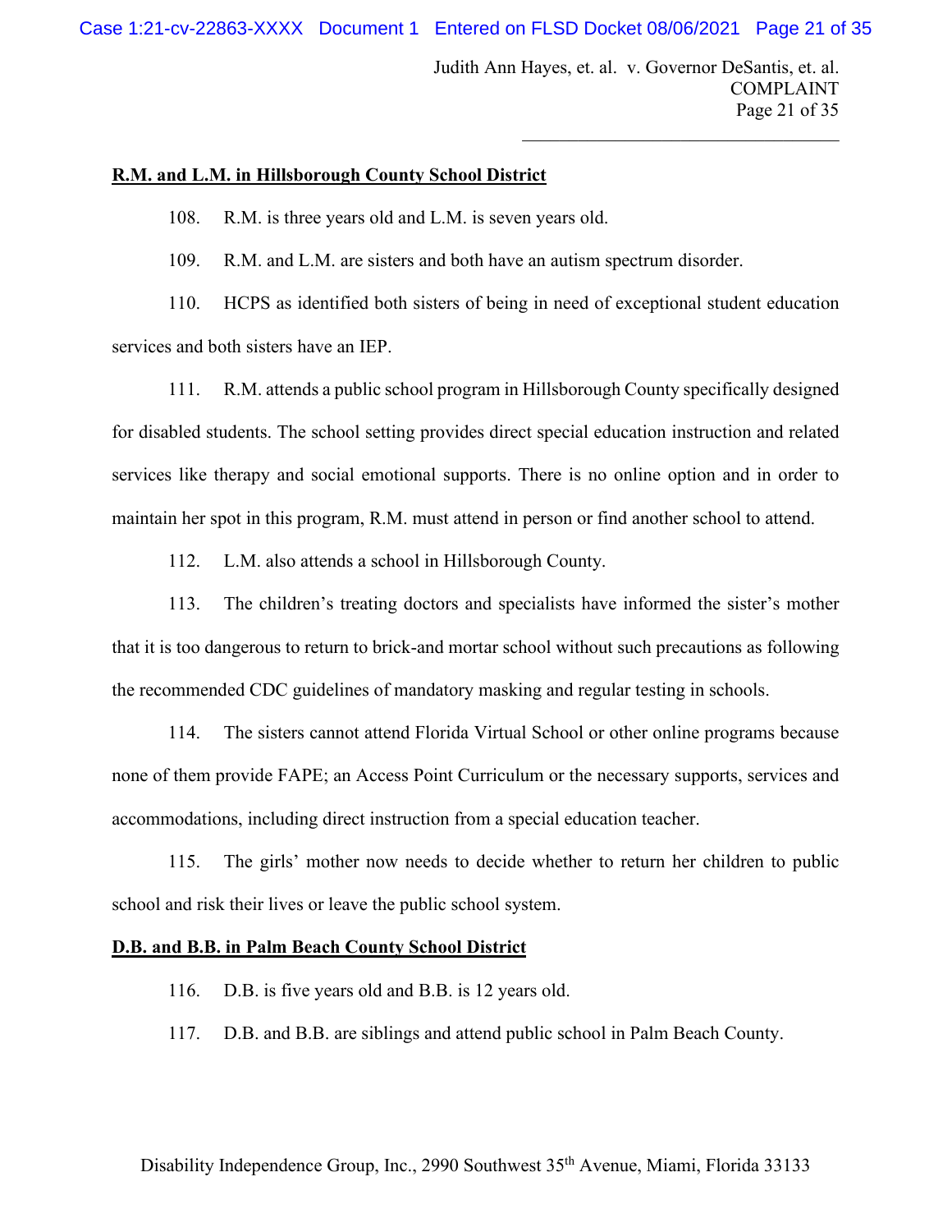**R.M. and L.M. in Hillsborough County School District**

108. R.M. is three years old and L.M. is seven years old.

109. R.M. and L.M. are sisters and both have an autism spectrum disorder.

110. HCPS as identified both sisters of being in need of exceptional student education services and both sisters have an IEP.

111. R.M. attends a public school program in Hillsborough County specifically designed for disabled students. The school setting provides direct special education instruction and related services like therapy and social emotional supports. There is no online option and in order to maintain her spot in this program, R.M. must attend in person or find another school to attend.

112. L.M. also attends a school in Hillsborough County.

113. The children's treating doctors and specialists have informed the sister's mother that it is too dangerous to return to brick-and mortar school without such precautions as following the recommended CDC guidelines of mandatory masking and regular testing in schools.

114. The sisters cannot attend Florida Virtual School or other online programs because none of them provide FAPE; an Access Point Curriculum or the necessary supports, services and accommodations, including direct instruction from a special education teacher.

115. The girls' mother now needs to decide whether to return her children to public school and risk their lives or leave the public school system.

**D.B. and B.B. in Palm Beach County School District**

116. D.B. is five years old and B.B. is 12 years old.

117. D.B. and B.B. are siblings and attend public school in Palm Beach County.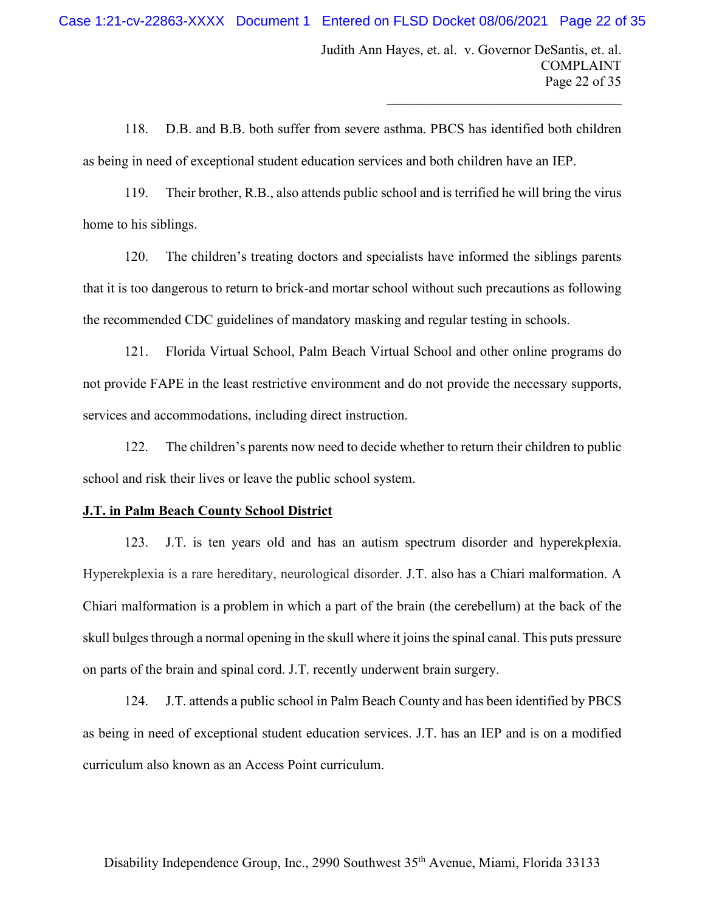118. D.B. and B.B. both suffer from severe asthma. PBCS has identified both children as being in need of exceptional student education services and both children have an IEP.

119. Their brother, R.B., also attends public school and is terrified he will bring the virus home to his siblings.

120. The children's treating doctors and specialists have informed the siblings parents that it is too dangerous to return to brick-and mortar school without such precautions as following the recommended CDC guidelines of mandatory masking and regular testing in schools.

121. Florida Virtual School, Palm Beach Virtual School and other online programs do not provide FAPE in the least restrictive environment and do not provide the necessary supports, services and accommodations, including direct instruction.

122. The children's parents now need to decide whether to return their children to public school and risk their lives or leave the public school system.

**J.T. in Palm Beach County School District**

123. J.T. is ten years old and has an autism spectrum disorder and hyperekplexia. Hyperekplexia is a rare hereditary, neurological disorder. J.T. also has a Chiari malformation. A Chiari malformation is a problem in which a part of the brain (the cerebellum) at the back of the skull bulges through a normal opening in the skull where it joins the spinal canal. This puts pressure on parts of the brain and spinal cord. J.T. recently underwent brain surgery.

124. J.T. attends a public school in Palm Beach County and has been identified by PBCS as being in need of exceptional student education services. J.T. has an IEP and is on a modified curriculum also known as an Access Point curriculum.

Disability Independence Group, Inc., 2990 Southwest 35th Avenue, Miami, Florida 33133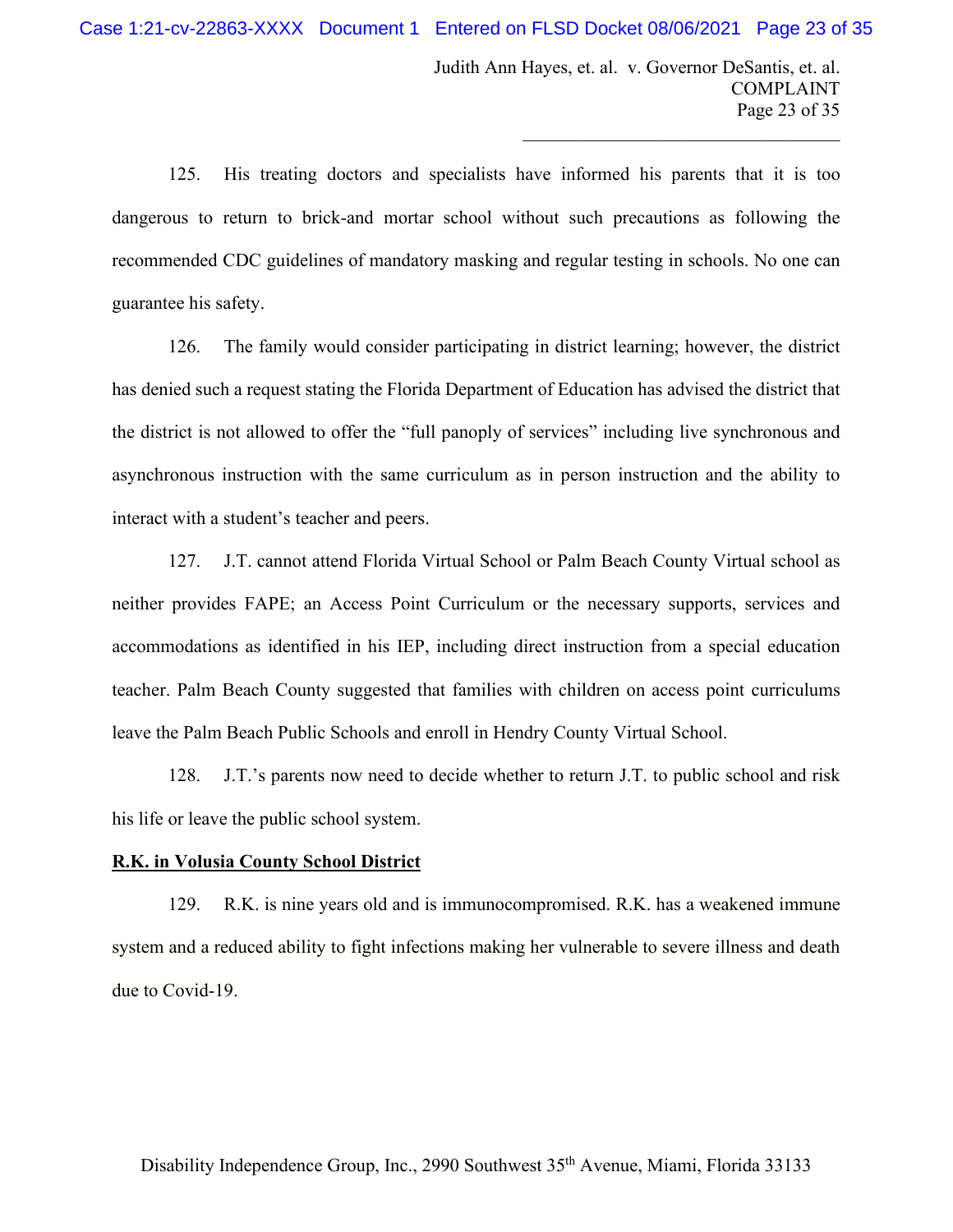125. His treating doctors and specialists have informed his parents that it is too dangerous to return to brick-and mortar school without such precautions as following the recommended CDC guidelines of mandatory masking and regular testing in schools. No one can guarantee his safety.

126. The family would consider participating in district learning; however, the district has denied such a request stating the Florida Department of Education has advised the district that the district is not allowed to offer the "full panoply of services" including live synchronous and asynchronous instruction with the same curriculum as in person instruction and the ability to interact with a student's teacher and peers.

127. J.T. cannot attend Florida Virtual School or Palm Beach County Virtual school as neither provides FAPE; an Access Point Curriculum or the necessary supports, services and accommodations as identified in his IEP, including direct instruction from a special education teacher. Palm Beach County suggested that families with children on access point curriculums leave the Palm Beach Public Schools and enroll in Hendry County Virtual School.

128. J.T.'s parents now need to decide whether to return J.T. to public school and risk his life or leave the public school system.

**R.K. in Volusia County School District**

129. R.K. is nine years old and is immunocompromised. R.K. has a weakened immune system and a reduced ability to fight infections making her vulnerable to severe illness and death due to Covid-19.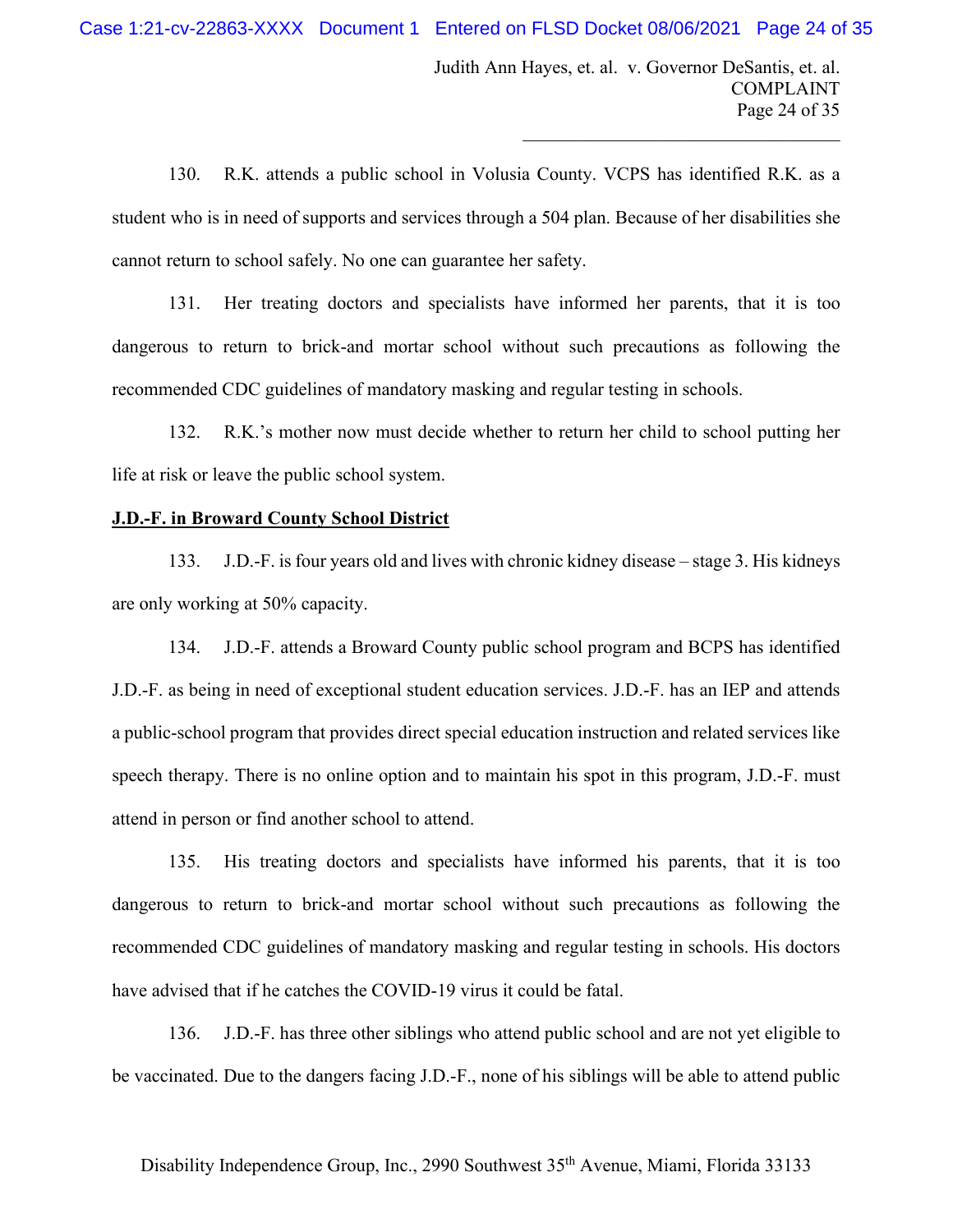130. R.K. attends a public school in Volusia County. VCPS has identified R.K. as a student who is in need of supports and services through a 504 plan. Because of her disabilities she cannot return to school safely. No one can guarantee her safety.

131. Her treating doctors and specialists have informed her parents, that it is too dangerous to return to brick-and mortar school without such precautions as following the recommended CDC guidelines of mandatory masking and regular testing in schools.

132. R.K.'s mother now must decide whether to return her child to school putting her life at risk or leave the public school system.

**J.D.-F. in Broward County School District**

133. J.D.-F. is four years old and lives with chronic kidney disease – stage 3. His kidneys are only working at 50% capacity.

134. J.D.-F. attends a Broward County public school program and BCPS has identified J.D.-F. as being in need of exceptional student education services. J.D.-F. has an IEP and attends a public-school program that provides direct special education instruction and related services like speech therapy. There is no online option and to maintain his spot in this program, J.D.-F. must attend in person or find another school to attend.

135. His treating doctors and specialists have informed his parents, that it is too dangerous to return to brick-and mortar school without such precautions as following the recommended CDC guidelines of mandatory masking and regular testing in schools. His doctors have advised that if he catches the COVID-19 virus it could be fatal.

136. J.D.-F. has three other siblings who attend public school and are not yet eligible to be vaccinated. Due to the dangers facing J.D.-F., none of his siblings will be able to attend public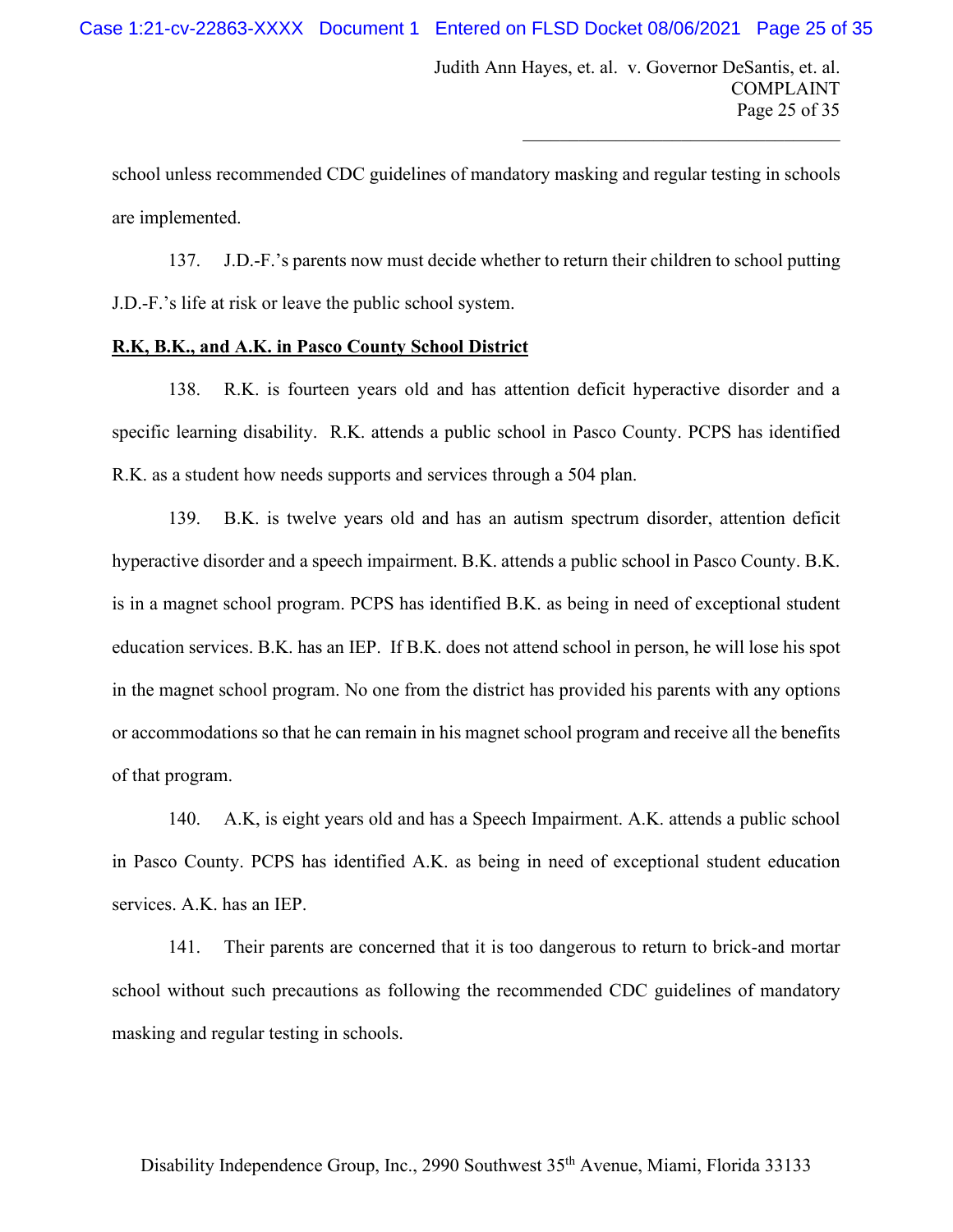school unless recommended CDC guidelines of mandatory masking and regular testing in schools are implemented.

137. J.D.-F.'s parents now must decide whether to return their children to school putting J.D.-F.'s life at risk or leave the public school system.

**R.K, B.K., and A.K. in Pasco County School District**

138. R.K. is fourteen years old and has attention deficit hyperactive disorder and a specific learning disability. R.K. attends a public school in Pasco County. PCPS has identified R.K. as a student how needs supports and services through a 504 plan.

139. B.K. is twelve years old and has an autism spectrum disorder, attention deficit hyperactive disorder and a speech impairment. B.K. attends a public school in Pasco County. B.K. is in a magnet school program. PCPS has identified B.K. as being in need of exceptional student education services. B.K. has an IEP. If B.K. does not attend school in person, he will lose his spot in the magnet school program. No one from the district has provided his parents with any options or accommodations so that he can remain in his magnet school program and receive all the benefits of that program.

140. A.K, is eight years old and has a Speech Impairment. A.K. attends a public school in Pasco County. PCPS has identified A.K. as being in need of exceptional student education services. A.K. has an IEP.

141. Their parents are concerned that it is too dangerous to return to brick-and mortar school without such precautions as following the recommended CDC guidelines of mandatory masking and regular testing in schools.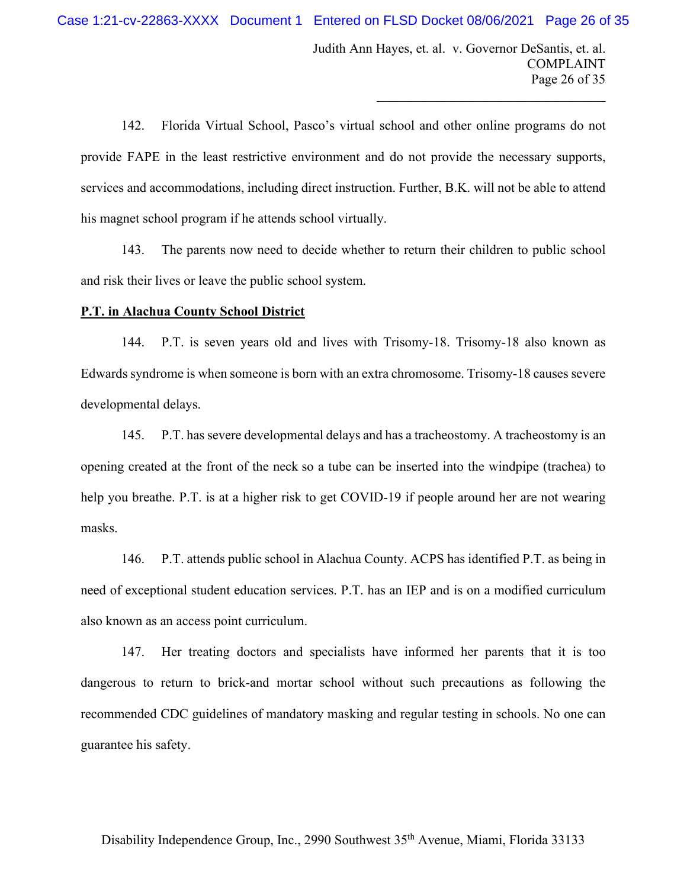142. Florida Virtual School, Pasco's virtual school and other online programs do not provide FAPE in the least restrictive environment and do not provide the necessary supports, services and accommodations, including direct instruction. Further, B.K. will not be able to attend his magnet school program if he attends school virtually.

143. The parents now need to decide whether to return their children to public school and risk their lives or leave the public school system.

**P.T. in Alachua County School District**

144. P.T. is seven years old and lives with Trisomy-18. Trisomy-18 also known as Edwards syndrome is when someone is born with an extra chromosome. Trisomy-18 causes severe developmental delays.

145. P.T. has severe developmental delays and has a tracheostomy. A tracheostomy is an opening created at the front of the neck so a tube can be inserted into the windpipe (trachea) to help you breathe. P.T. is at a higher risk to get COVID-19 if people around her are not wearing masks.

146. P.T. attends public school in Alachua County. ACPS has identified P.T. as being in need of exceptional student education services. P.T. has an IEP and is on a modified curriculum also known as an access point curriculum.

147. Her treating doctors and specialists have informed her parents that it is too dangerous to return to brick-and mortar school without such precautions as following the recommended CDC guidelines of mandatory masking and regular testing in schools. No one can guarantee his safety.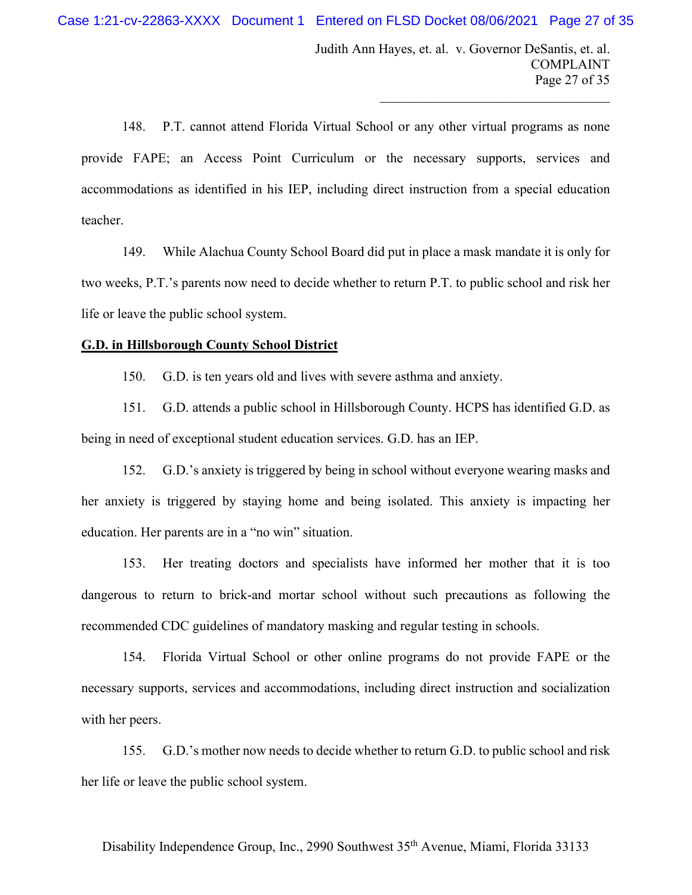148. P.T. cannot attend Florida Virtual School or any other virtual programs as none provide FAPE; an Access Point Curriculum or the necessary supports, services and accommodations as identified in his IEP, including direct instruction from a special education teacher.

149. While Alachua County School Board did put in place a mask mandate it is only for two weeks, P.T.'s parents now need to decide whether to return P.T. to public school and risk her life or leave the public school system.

**G.D. in Hillsborough County School District**

150. G.D. is ten years old and lives with severe asthma and anxiety.

151. G.D. attends a public school in Hillsborough County. HCPS has identified G.D. as being in need of exceptional student education services. G.D. has an IEP.

152. G.D.'s anxiety is triggered by being in school without everyone wearing masks and her anxiety is triggered by staying home and being isolated. This anxiety is impacting her education. Her parents are in a "no win" situation.

153. Her treating doctors and specialists have informed her mother that it is too dangerous to return to brick-and mortar school without such precautions as following the recommended CDC guidelines of mandatory masking and regular testing in schools.

154. Florida Virtual School or other online programs do not provide FAPE or the necessary supports, services and accommodations, including direct instruction and socialization with her peers.

155. G.D.'s mother now needs to decide whether to return G.D. to public school and risk her life or leave the public school system.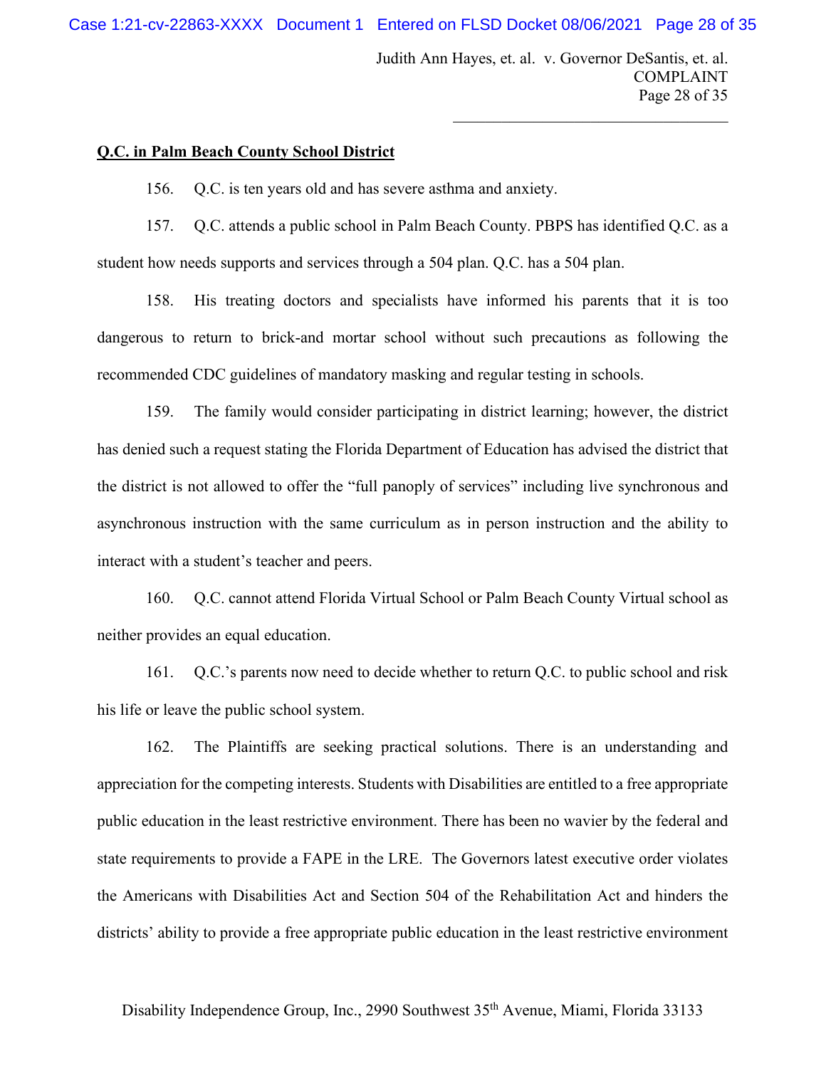**Q.C. in Palm Beach County School District**

156. Q.C. is ten years old and has severe asthma and anxiety.

157. Q.C. attends a public school in Palm Beach County. PBPS has identified Q.C. as a student how needs supports and services through a 504 plan. Q.C. has a 504 plan.

158. His treating doctors and specialists have informed his parents that it is too dangerous to return to brick-and mortar school without such precautions as following the recommended CDC guidelines of mandatory masking and regular testing in schools.

159. The family would consider participating in district learning; however, the district has denied such a request stating the Florida Department of Education has advised the district that the district is not allowed to offer the "full panoply of services" including live synchronous and asynchronous instruction with the same curriculum as in person instruction and the ability to interact with a student's teacher and peers.

160. Q.C. cannot attend Florida Virtual School or Palm Beach County Virtual school as neither provides an equal education.

161. Q.C.'s parents now need to decide whether to return Q.C. to public school and risk his life or leave the public school system.

162. The Plaintiffs are seeking practical solutions. There is an understanding and appreciation for the competing interests. Students with Disabilities are entitled to a free appropriate public education in the least restrictive environment. There has been no wavier by the federal and state requirements to provide a FAPE in the LRE. The Governors latest executive order violates the Americans with Disabilities Act and Section 504 of the Rehabilitation Act and hinders the districts' ability to provide a free appropriate public education in the least restrictive environment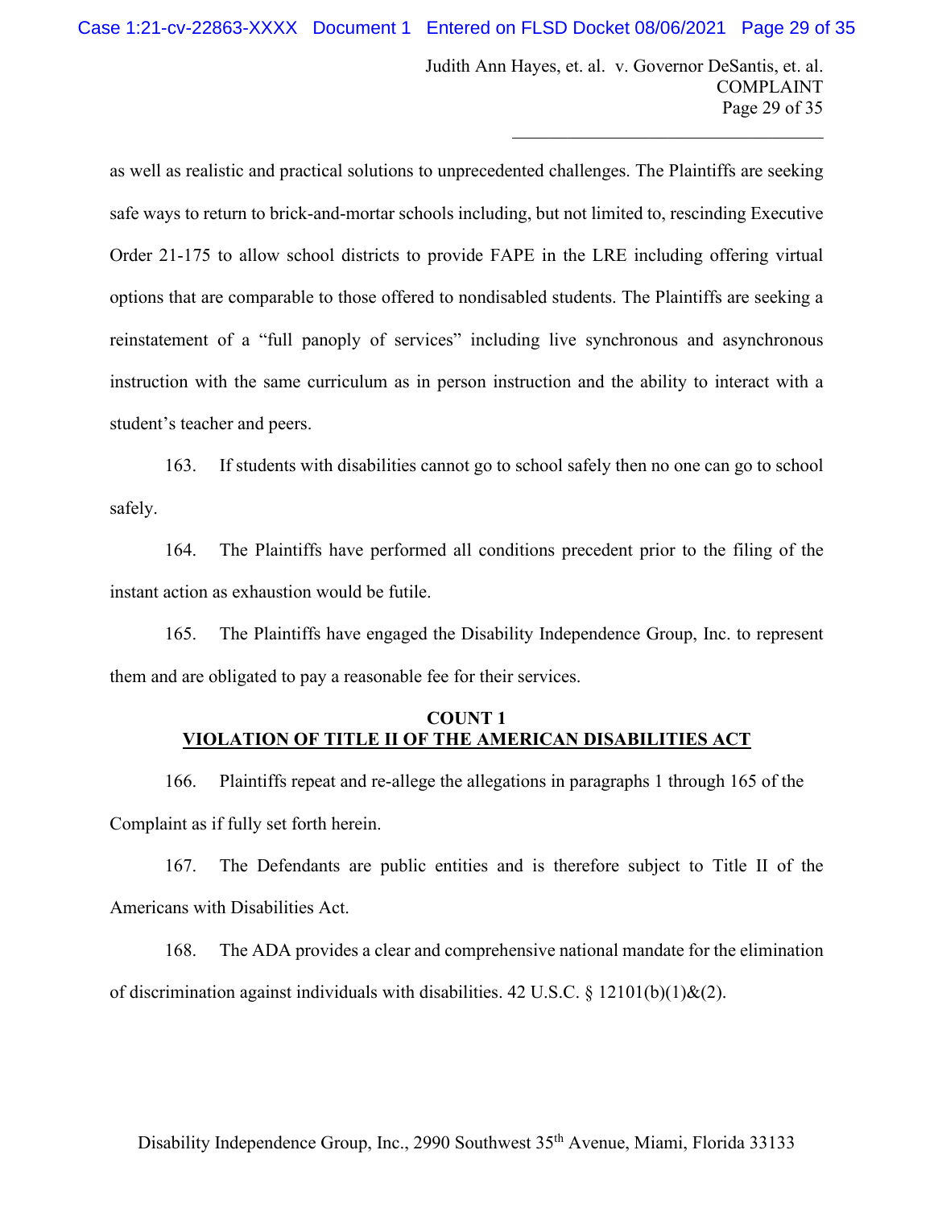as well as realistic and practical solutions to unprecedented challenges. The Plaintiffs are seeking safe ways to return to brick-and-mortar schools including, but not limited to, rescinding Executive Order 21-175 to allow school districts to provide FAPE in the LRE including offering virtual options that are comparable to those offered to nondisabled students. The Plaintiffs are seeking a reinstatement of a "full panoply of services" including live synchronous and asynchronous instruction with the same curriculum as in person instruction and the ability to interact with a student's teacher and peers.

163. If students with disabilities cannot go to school safely then no one can go to school safely.

164. The Plaintiffs have performed all conditions precedent prior to the filing of the instant action as exhaustion would be futile.

165. The Plaintiffs have engaged the Disability Independence Group, Inc. to represent them and are obligated to pay a reasonable fee for their services.

**COUNT 1**
**VIOLATION OF TITLE II OF THE AMERICAN DISABILITIES ACT**

166. Plaintiffs repeat and re-allege the allegations in paragraphs 1 through 165 of the Complaint as if fully set forth herein.

167. The Defendants are public entities and is therefore subject to Title II of the Americans with Disabilities Act.

168. The ADA provides a clear and comprehensive national mandate for the elimination of discrimination against individuals with disabilities. 42 U.S.C. § 12101(b)(1)&(2).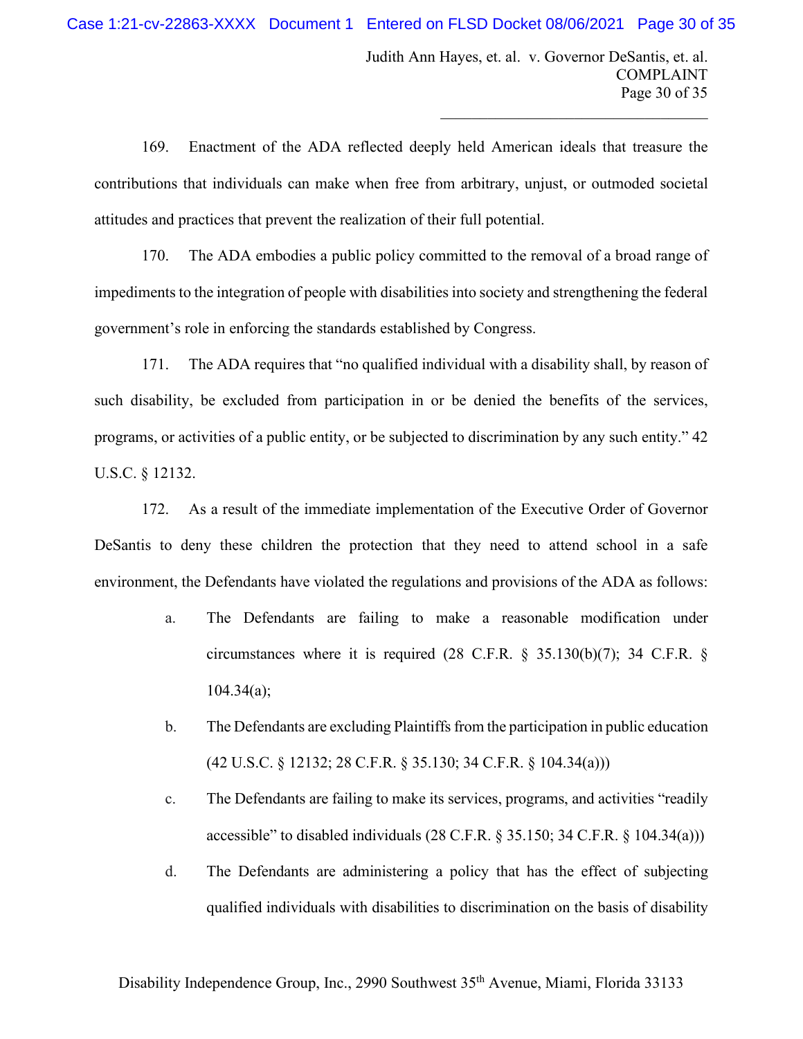169. Enactment of the ADA reflected deeply held American ideals that treasure the contributions that individuals can make when free from arbitrary, unjust, or outmoded societal attitudes and practices that prevent the realization of their full potential.

170. The ADA embodies a public policy committed to the removal of a broad range of impediments to the integration of people with disabilities into society and strengthening the federal government's role in enforcing the standards established by Congress.

171. The ADA requires that "no qualified individual with a disability shall, by reason of such disability, be excluded from participation in or be denied the benefits of the services, programs, or activities of a public entity, or be subjected to discrimination by any such entity." 42 U.S.C. § 12132.

172. As a result of the immediate implementation of the Executive Order of Governor DeSantis to deny these children the protection that they need to attend school in a safe environment, the Defendants have violated the regulations and provisions of the ADA as follows:

a. The Defendants are failing to make a reasonable modification under circumstances where it is required (28 C.F.R. § 35.130(b)(7); 34 C.F.R. § 104.34(a);

b. The Defendants are excluding Plaintiffs from the participation in public education (42 U.S.C. § 12132; 28 C.F.R. § 35.130; 34 C.F.R. § 104.34(a)))

c. The Defendants are failing to make its services, programs, and activities "readily accessible" to disabled individuals (28 C.F.R. § 35.150; 34 C.F.R. § 104.34(a)))

d. The Defendants are administering a policy that has the effect of subjecting qualified individuals with disabilities to discrimination on the basis of disability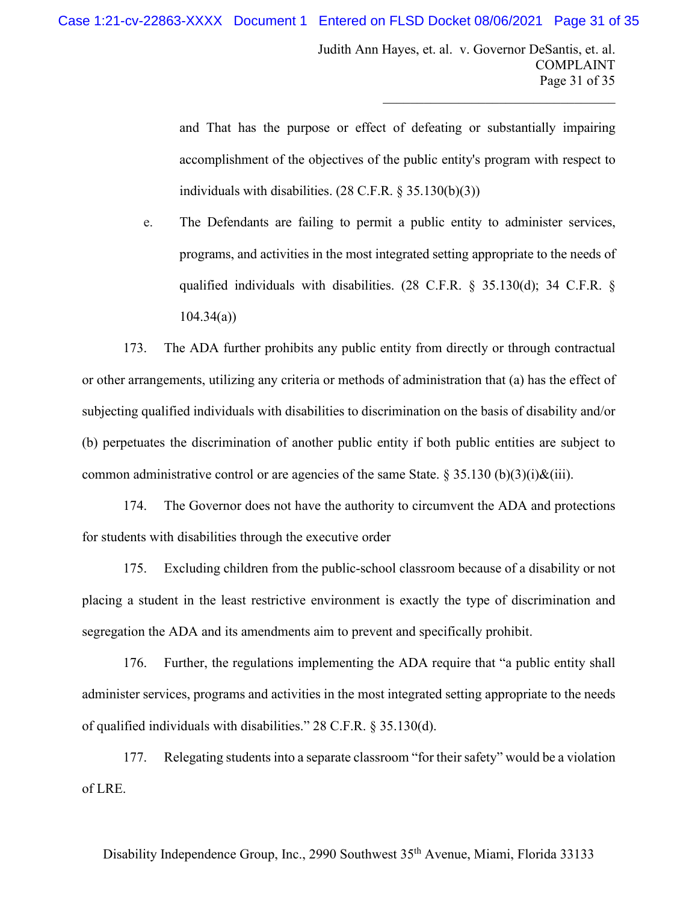and That has the purpose or effect of defeating or substantially impairing accomplishment of the objectives of the public entity's program with respect to individuals with disabilities. (28 C.F.R. § 35.130(b)(3))

e. The Defendants are failing to permit a public entity to administer services, programs, and activities in the most integrated setting appropriate to the needs of qualified individuals with disabilities. (28 C.F.R. § 35.130(d); 34 C.F.R. § 104.34(a))

173. The ADA further prohibits any public entity from directly or through contractual or other arrangements, utilizing any criteria or methods of administration that (a) has the effect of subjecting qualified individuals with disabilities to discrimination on the basis of disability and/or (b) perpetuates the discrimination of another public entity if both public entities are subject to common administrative control or are agencies of the same State. § 35.130 (b)(3)(i)&(iii).

174. The Governor does not have the authority to circumvent the ADA and protections for students with disabilities through the executive order

175. Excluding children from the public-school classroom because of a disability or not placing a student in the least restrictive environment is exactly the type of discrimination and segregation the ADA and its amendments aim to prevent and specifically prohibit.

176. Further, the regulations implementing the ADA require that "a public entity shall administer services, programs and activities in the most integrated setting appropriate to the needs of qualified individuals with disabilities." 28 C.F.R. § 35.130(d).

177. Relegating students into a separate classroom "for their safety" would be a violation of LRE.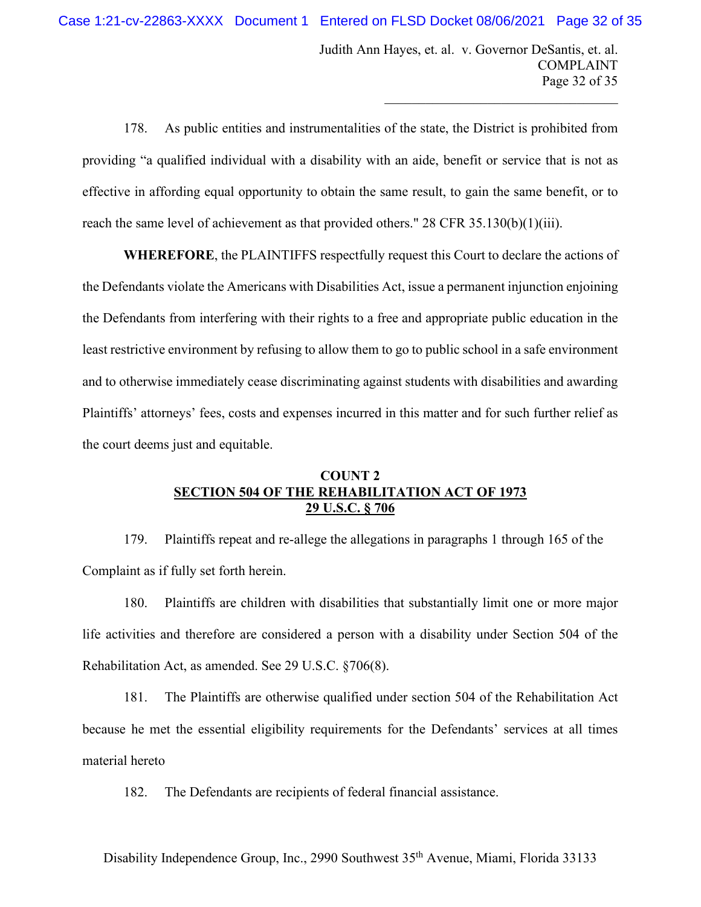178. As public entities and instrumentalities of the state, the District is prohibited from providing "a qualified individual with a disability with an aide, benefit or service that is not as effective in affording equal opportunity to obtain the same result, to gain the same benefit, or to reach the same level of achievement as that provided others." 28 CFR 35.130(b)(1)(iii).

**WHEREFORE**, the PLAINTIFFS respectfully request this Court to declare the actions of the Defendants violate the Americans with Disabilities Act, issue a permanent injunction enjoining the Defendants from interfering with their rights to a free and appropriate public education in the least restrictive environment by refusing to allow them to go to public school in a safe environment and to otherwise immediately cease discriminating against students with disabilities and awarding Plaintiffs' attorneys' fees, costs and expenses incurred in this matter and for such further relief as the court deems just and equitable.

## COUNT 2
## SECTION 504 OF THE REHABILITATION ACT OF 1973
## 29 U.S.C. § 706

179. Plaintiffs repeat and re-allege the allegations in paragraphs 1 through 165 of the Complaint as if fully set forth herein.

180. Plaintiffs are children with disabilities that substantially limit one or more major life activities and therefore are considered a person with a disability under Section 504 of the Rehabilitation Act, as amended. See 29 U.S.C. §706(8).

181. The Plaintiffs are otherwise qualified under section 504 of the Rehabilitation Act because he met the essential eligibility requirements for the Defendants' services at all times material hereto

182. The Defendants are recipients of federal financial assistance.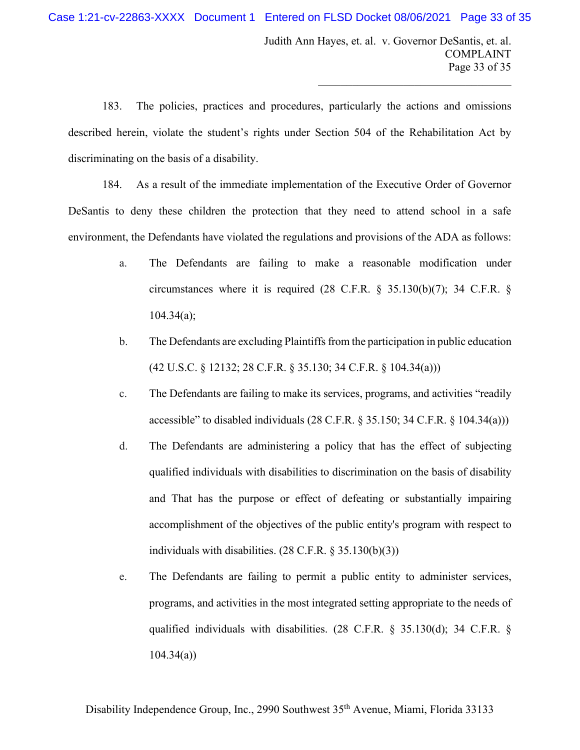183. The policies, practices and procedures, particularly the actions and omissions described herein, violate the student's rights under Section 504 of the Rehabilitation Act by discriminating on the basis of a disability.

184. As a result of the immediate implementation of the Executive Order of Governor DeSantis to deny these children the protection that they need to attend school in a safe environment, the Defendants have violated the regulations and provisions of the ADA as follows:

a. The Defendants are failing to make a reasonable modification under circumstances where it is required (28 C.F.R. § 35.130(b)(7); 34 C.F.R. § 104.34(a);

b. The Defendants are excluding Plaintiffs from the participation in public education (42 U.S.C. § 12132; 28 C.F.R. § 35.130; 34 C.F.R. § 104.34(a)))

c. The Defendants are failing to make its services, programs, and activities "readily accessible" to disabled individuals (28 C.F.R. § 35.150; 34 C.F.R. § 104.34(a)))

d. The Defendants are administering a policy that has the effect of subjecting qualified individuals with disabilities to discrimination on the basis of disability and That has the purpose or effect of defeating or substantially impairing accomplishment of the objectives of the public entity's program with respect to individuals with disabilities. (28 C.F.R. § 35.130(b)(3))

e. The Defendants are failing to permit a public entity to administer services, programs, and activities in the most integrated setting appropriate to the needs of qualified individuals with disabilities. (28 C.F.R. § 35.130(d); 34 C.F.R. § 104.34(a))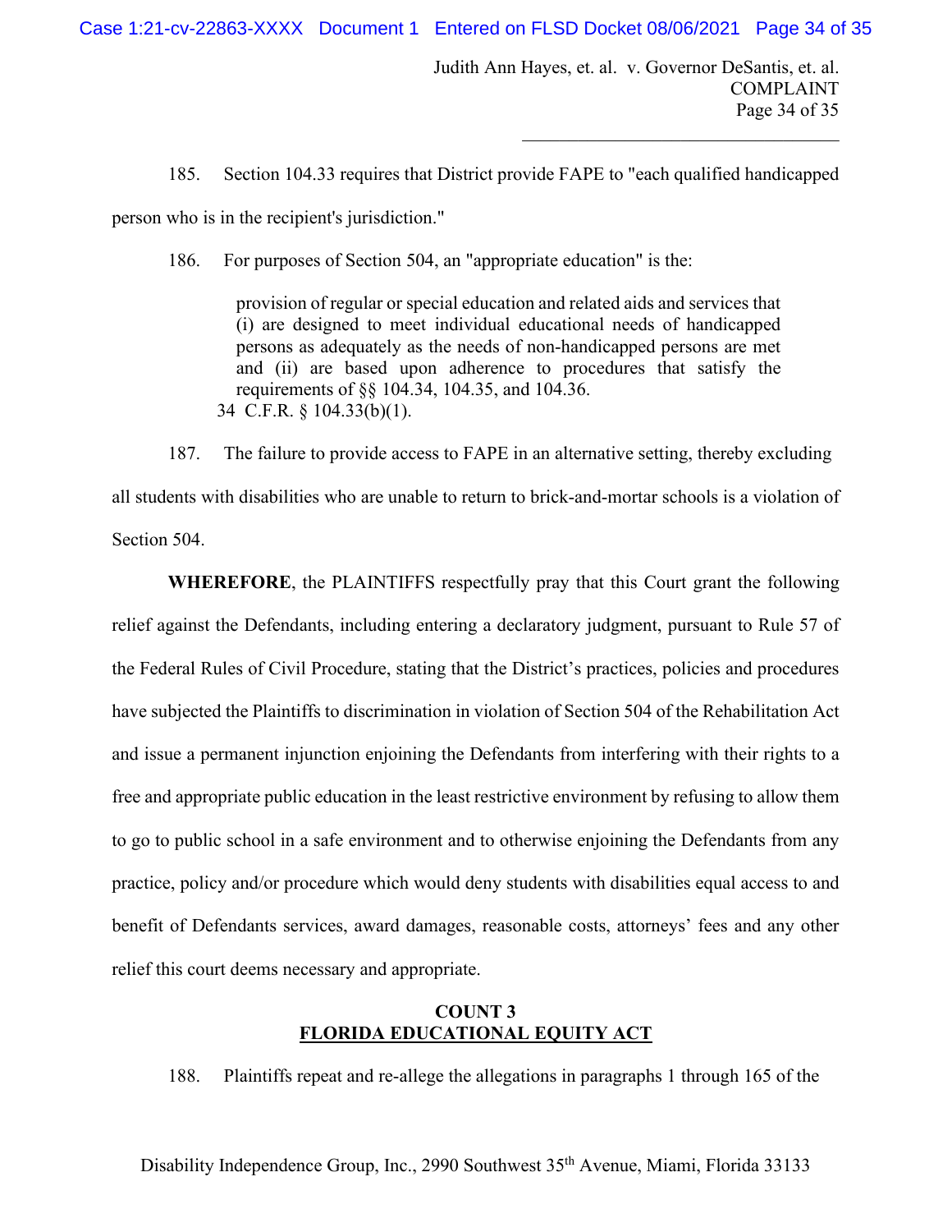185. Section 104.33 requires that District provide FAPE to "each qualified handicapped person who is in the recipient's jurisdiction."

186. For purposes of Section 504, an "appropriate education" is the:

> provision of regular or special education and related aids and services that (i) are designed to meet individual educational needs of handicapped persons as adequately as the needs of non-handicapped persons are met and (ii) are based upon adherence to procedures that satisfy the requirements of §§ 104.34, 104.35, and 104.36.
>
> 34 C.F.R. § 104.33(b)(1).

187. The failure to provide access to FAPE in an alternative setting, thereby excluding all students with disabilities who are unable to return to brick-and-mortar schools is a violation of Section 504.

**WHEREFORE**, the PLAINTIFFS respectfully pray that this Court grant the following relief against the Defendants, including entering a declaratory judgment, pursuant to Rule 57 of the Federal Rules of Civil Procedure, stating that the District's practices, policies and procedures have subjected the Plaintiffs to discrimination in violation of Section 504 of the Rehabilitation Act and issue a permanent injunction enjoining the Defendants from interfering with their rights to a free and appropriate public education in the least restrictive environment by refusing to allow them to go to public school in a safe environment and to otherwise enjoining the Defendants from any practice, policy and/or procedure which would deny students with disabilities equal access to and benefit of Defendants services, award damages, reasonable costs, attorneys' fees and any other relief this court deems necessary and appropriate.

## COUNT 3
## FLORIDA EDUCATIONAL EQUITY ACT

188. Plaintiffs repeat and re-allege the allegations in paragraphs 1 through 165 of the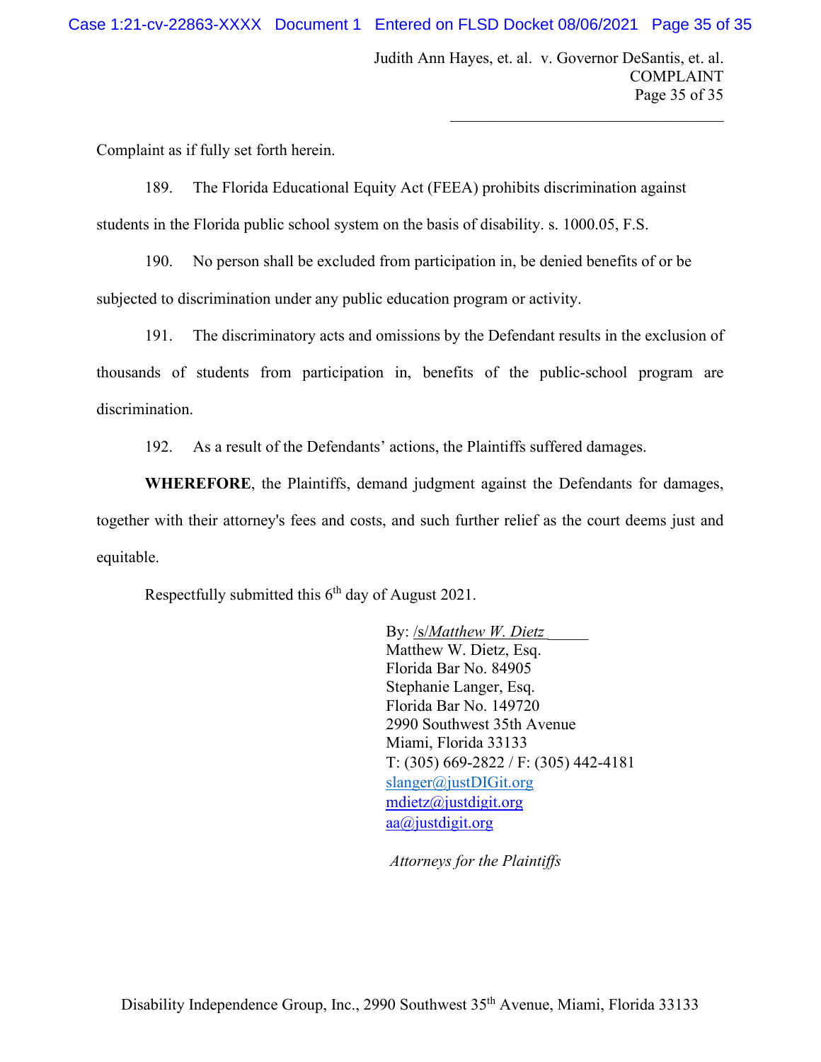Complaint as if fully set forth herein.

189. The Florida Educational Equity Act (FEEA) prohibits discrimination against students in the Florida public school system on the basis of disability. s. 1000.05, F.S.

190. No person shall be excluded from participation in, be denied benefits of or be subjected to discrimination under any public education program or activity.

191. The discriminatory acts and omissions by the Defendant results in the exclusion of thousands of students from participation in, benefits of the public-school program are discrimination.

192. As a result of the Defendants' actions, the Plaintiffs suffered damages.

**WHEREFORE**, the Plaintiffs, demand judgment against the Defendants for damages, together with their attorney's fees and costs, and such further relief as the court deems just and equitable.

Respectfully submitted this 6th day of August 2021.

By: /s/*Matthew W. Dietz*\_\_\_\_\_\_
Matthew W. Dietz, Esq.
Florida Bar No. 84905
Stephanie Langer, Esq.
Florida Bar No. 149720
2990 Southwest 35th Avenue
Miami, Florida 33133
T: (305) 669-2822 / F: (305) 442-4181
slanger@justDIGit.org
mdietz@justdigit.org
aa@justdigit.org

*Attorneys for the Plaintiffs*

Disability Independence Group, Inc., 2990 Southwest 35th Avenue, Miami, Florida 33133